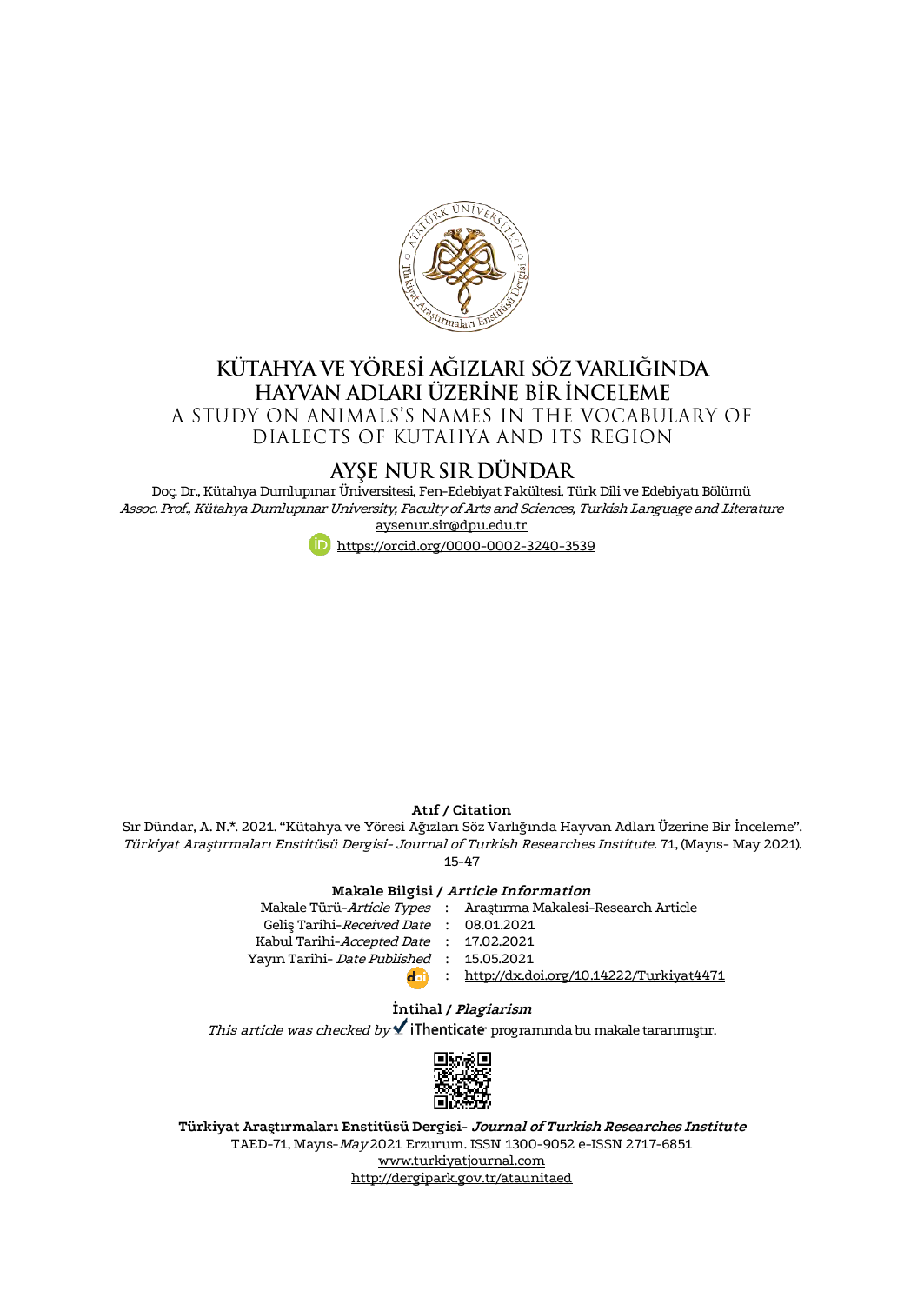# KÜTAHYA VE YÖRESİ AĞIZLARI SÖZ VARLIĞINDA HAYVAN ADLARI ÜZERİNE BİR İNCELEME

## A STUDY ON ANIMALS'S NAMES IN THE VOCABULARY OF DIALECTS OF KUTAHYA AND ITS REGION

## AYŞE NUR SIR DÜNDAR

Doç. Dr., Kütahya Dumlupınar Üniversitesi, Fen-Edebiyat Fakültesi, Türk Dili ve Edebiyatı Bölümü

*Assoc. Prof., Kütahya Dumlupınar University, Faculty of Arts and Sciences, Turkish Language and Literature*

aysenur.sir@dpu.edu.tr

https://orcid.org/0000-0002-3240-3539

**Atıf / Citation**

Sır Dündar, A. N.*. 2021. "Kütahya ve Yöresi Ağızları Söz Varlığında Hayvan Adları Üzerine Bir İnceleme". *Türkiyat Araştırmaları Enstitüsü Dergisi- Journal of Turkish Researches Institute.* 71, (Mayıs- May 2021). 15-47

**Makale Bilgisi / *Article Information***

| | | |
|---|---|---|
| Makale Türü-*Article Types* | : | Araştırma Makalesi-Research Article |
| Geliş Tarihi-*Received Date* | : | 08.01.2021 |
| Kabul Tarihi-*Accepted Date* | : | 17.02.2021 |
| Yayın Tarihi- *Date Published* | : | 15.05.2021 |
| doi | : | http://dx.doi.org/10.14222/Turkiyat4471 |

**İntihal / *Plagiarism***

*This article was checked by* iThenticate programında bu makale taranmıştır.

**Türkiyat Araştırmaları Enstitüsü Dergisi- *Journal of Turkish Researches Institute***

TAED-71, Mayıs-*May* 2021 Erzurum. ISSN 1300-9052 e-ISSN 2717-6851

www.turkiyatjournal.com

http://dergipark.gov.tr/ataunitaed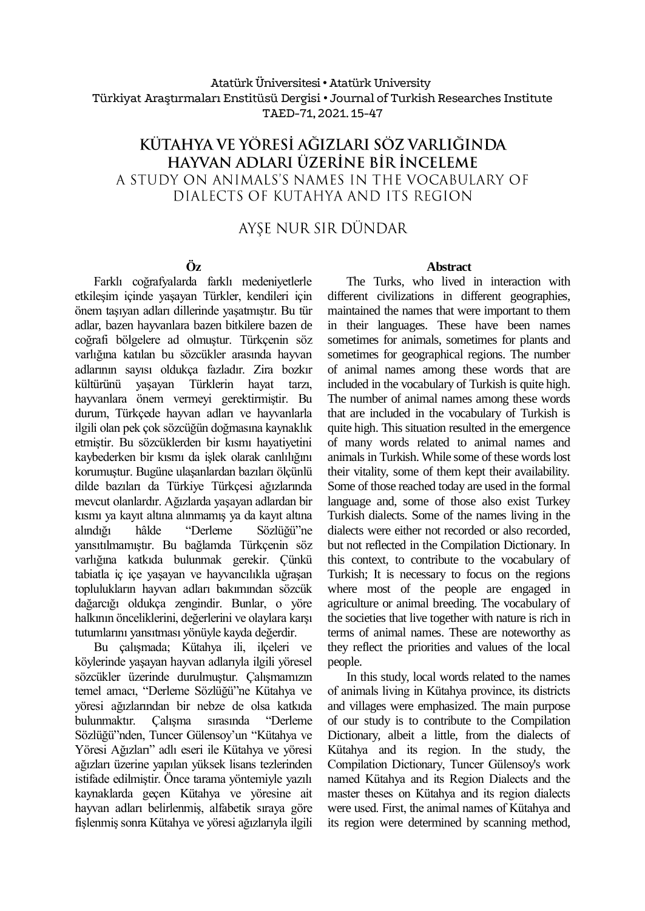# KÜTAHYA VE YÖRESİ AĞIZLARI SÖZ VARLIĞINDA HAYVAN ADLARI ÜZERİNE BİR İNCELEME

## A STUDY ON ANIMALS'S NAMES IN THE VOCABULARY OF DIALECTS OF KUTAHYA AND ITS REGION

AYŞE NUR SIR DÜNDAR

**Öz**

Farklı coğrafyalarda farklı medeniyetlerle etkileşim içinde yaşayan Türkler, kendileri için önem taşıyan adları dillerinde yaşatmıştır. Bu tür adlar, bazen hayvanlara bazen bitkilere bazen de coğrafi bölgelere ad olmuştur. Türkçenin söz varlığına katılan bu sözcükler arasında hayvan adlarının sayısı oldukça fazladır. Zira bozkır kültürünü yaşayan Türklerin hayat tarzı, hayvanlara önem vermeyi gerektirmiştir. Bu durum, Türkçede hayvan adları ve hayvanlarla ilgili olan pek çok sözcüğün doğmasına kaynaklık etmiştir. Bu sözcüklerden bir kısmı hayatiyetini kaybederken bir kısmı da işlek olarak canlılığını korumuştur. Bugüne ulaşanlardan bazıları ölçünlü dilde bazıları da Türkiye Türkçesi ağızlarında mevcut olanlardır. Ağızlarda yaşayan adlardan bir kısmı ya kayıt altına alınmamış ya da kayıt altına alındığı hâlde "Derleme Sözlüğü"ne yansıtılmamıştır. Bu bağlamda Türkçenin söz varlığına katkıda bulunmak gerekir. Çünkü tabiatla iç içe yaşayan ve hayvancılıkla uğraşan toplulukların hayvan adları bakımından sözcük dağarcığı oldukça zengindir. Bunlar, o yöre halkının önceliklerini, değerlerini ve olaylara karşı tutumlarını yansıtması yönüyle kayda değerdir.

Bu çalışmada; Kütahya ili, ilçeleri ve köylerinde yaşayan hayvan adlarıyla ilgili yöresel sözcükler üzerinde durulmuştur. Çalışmamızın temel amacı, "Derleme Sözlüğü"ne Kütahya ve yöresi ağızlarından bir nebze de olsa katkıda bulunmaktır. Çalışma sırasında "Derleme Sözlüğü"nden, Tuncer Gülensoy'un "Kütahya ve Yöresi Ağızları" adlı eseri ile Kütahya ve yöresi ağızları üzerine yapılan yüksek lisans tezlerinden istifade edilmiştir. Önce tarama yöntemiyle yazılı kaynaklarda geçen Kütahya ve yöresine ait hayvan adları belirlenmiş, alfabetik sıraya göre fişlenmiş sonra Kütahya ve yöresi ağızlarıyla ilgili

**Abstract**

The Turks, who lived in interaction with different civilizations in different geographies, maintained the names that were important to them in their languages. These have been names sometimes for animals, sometimes for plants and sometimes for geographical regions. The number of animal names among these words that are included in the vocabulary of Turkish is quite high. The number of animal names among these words that are included in the vocabulary of Turkish is quite high. This situation resulted in the emergence of many words related to animal names and animals in Turkish. While some of these words lost their vitality, some of them kept their availability. Some of those reached today are used in the formal language and, some of those also exist Turkey Turkish dialects. Some of the names living in the dialects were either not recorded or also recorded, but not reflected in the Compilation Dictionary. In this context, to contribute to the vocabulary of Turkish; It is necessary to focus on the regions where most of the people are engaged in agriculture or animal breeding. The vocabulary of the societies that live together with nature is rich in terms of animal names. These are noteworthy as they reflect the priorities and values of the local people.

In this study, local words related to the names of animals living in Kütahya province, its districts and villages were emphasized. The main purpose of our study is to contribute to the Compilation Dictionary, albeit a little, from the dialects of Kütahya and its region. In the study, the Compilation Dictionary, Tuncer Gülensoy's work named Kütahya and its Region Dialects and the master theses on Kütahya and its region dialects were used. First, the animal names of Kütahya and its region were determined by scanning method,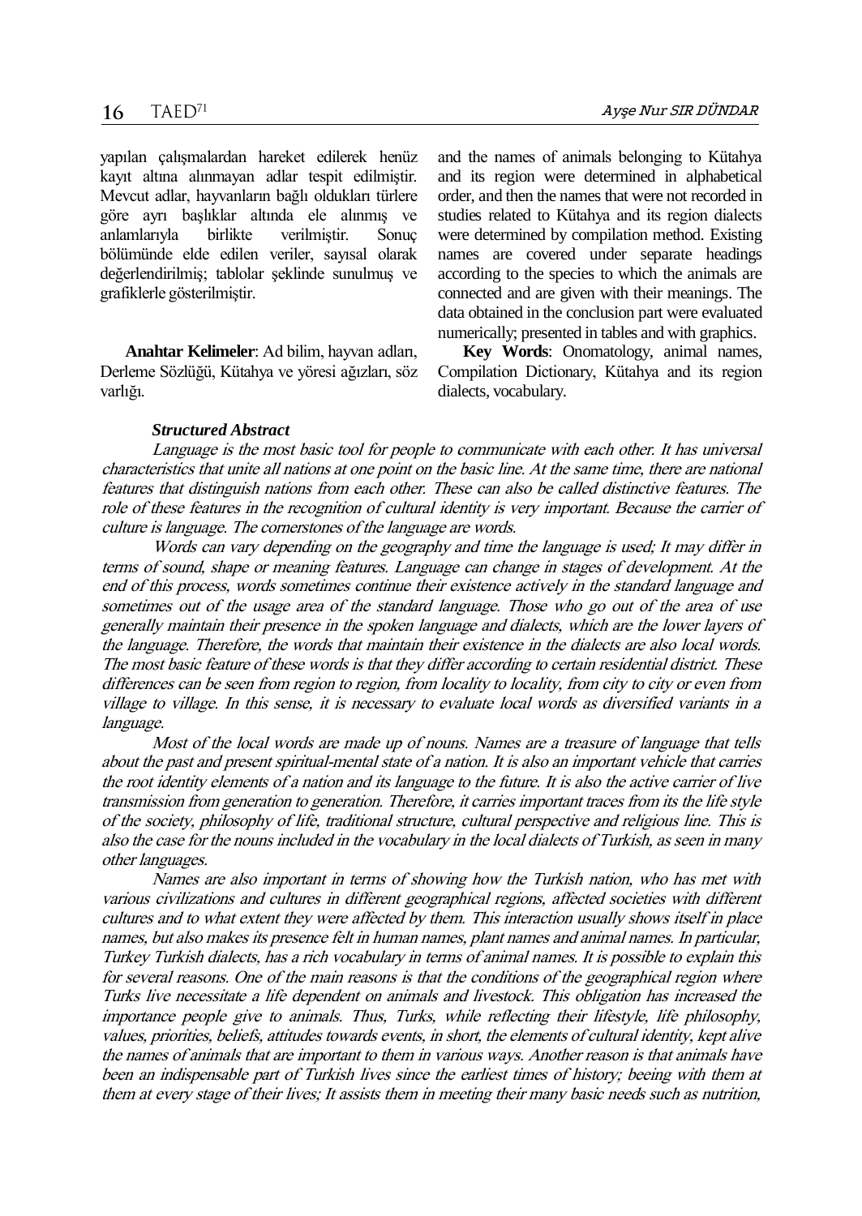yapılan çalışmalardan hareket edilerek henüz kayıt altına alınmayan adlar tespit edilmiştir. Mevcut adlar, hayvanların bağlı oldukları türlere göre ayrı başlıklar altında ele alınmış ve anlamlarıyla birlikte verilmiştir. Sonuç bölümünde elde edilen veriler, sayısal olarak değerlendirilmiş; tablolar şeklinde sunulmuş ve grafiklerle gösterilmiştir.

**Anahtar Kelimeler**: Ad bilim, hayvan adları, Derleme Sözlüğü, Kütahya ve yöresi ağızları, söz varlığı.

and the names of animals belonging to Kütahya and its region were determined in alphabetical order, and then the names that were not recorded in studies related to Kütahya and its region dialects were determined by compilation method. Existing names are covered under separate headings according to the species to which the animals are connected and are given with their meanings. The data obtained in the conclusion part were evaluated numerically; presented in tables and with graphics.

**Key Words**: Onomatology, animal names, Compilation Dictionary, Kütahya and its region dialects, vocabulary.

***Structured Abstract***

*Language is the most basic tool for people to communicate with each other. It has universal characteristics that unite all nations at one point on the basic line. At the same time, there are national features that distinguish nations from each other. These can also be called distinctive features. The role of these features in the recognition of cultural identity is very important. Because the carrier of culture is language. The cornerstones of the language are words.*

*Words can vary depending on the geography and time the language is used; It may differ in terms of sound, shape or meaning features. Language can change in stages of development. At the end of this process, words sometimes continue their existence actively in the standard language and sometimes out of the usage area of the standard language. Those who go out of the area of use generally maintain their presence in the spoken language and dialects, which are the lower layers of the language. Therefore, the words that maintain their existence in the dialects are also local words. The most basic feature of these words is that they differ according to certain residential district. These differences can be seen from region to region, from locality to locality, from city to city or even from village to village. In this sense, it is necessary to evaluate local words as diversified variants in a language.*

*Most of the local words are made up of nouns. Names are a treasure of language that tells about the past and present spiritual-mental state of a nation. It is also an important vehicle that carries the root identity elements of a nation and its language to the future. It is also the active carrier of live transmission from generation to generation. Therefore, it carries important traces from its the life style of the society, philosophy of life, traditional structure, cultural perspective and religious line. This is also the case for the nouns included in the vocabulary in the local dialects of Turkish, as seen in many other languages.*

*Names are also important in terms of showing how the Turkish nation, who has met with various civilizations and cultures in different geographical regions, affected societies with different cultures and to what extent they were affected by them. This interaction usually shows itself in place names, but also makes its presence felt in human names, plant names and animal names. In particular, Turkey Turkish dialects, has a rich vocabulary in terms of animal names. It is possible to explain this for several reasons. One of the main reasons is that the conditions of the geographical region where Turks live necessitate a life dependent on animals and livestock. This obligation has increased the importance people give to animals. Thus, Turks, while reflecting their lifestyle, life philosophy, values, priorities, beliefs, attitudes towards events, in short, the elements of cultural identity, kept alive the names of animals that are important to them in various ways. Another reason is that animals have been an indispensable part of Turkish lives since the earliest times of history; beeing with them at them at every stage of their lives; It assists them in meeting their many basic needs such as nutrition,*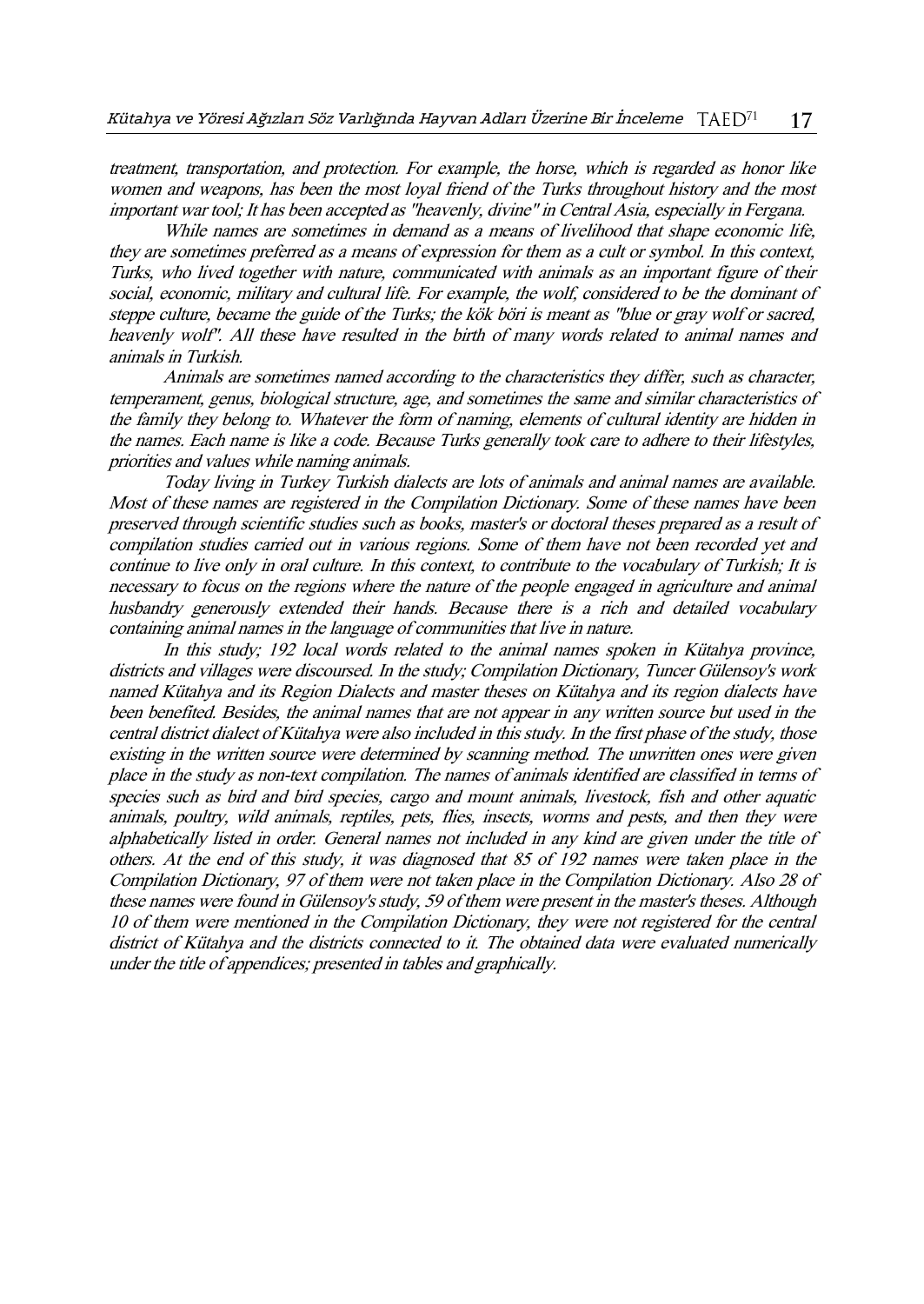*treatment, transportation, and protection. For example, the horse, which is regarded as honor like women and weapons, has been the most loyal friend of the Turks throughout history and the most important war tool; It has been accepted as "heavenly, divine" in Central Asia, especially in Fergana.*

*While names are sometimes in demand as a means of livelihood that shape economic life, they are sometimes preferred as a means of expression for them as a cult or symbol. In this context, Turks, who lived together with nature, communicated with animals as an important figure of their social, economic, military and cultural life. For example, the wolf, considered to be the dominant of steppe culture, became the guide of the Turks; the kök böri is meant as "blue or gray wolf or sacred, heavenly wolf". All these have resulted in the birth of many words related to animal names and animals in Turkish.*

*Animals are sometimes named according to the characteristics they differ, such as character, temperament, genus, biological structure, age, and sometimes the same and similar characteristics of the family they belong to. Whatever the form of naming, elements of cultural identity are hidden in the names. Each name is like a code. Because Turks generally took care to adhere to their lifestyles, priorities and values while naming animals.*

*Today living in Turkey Turkish dialects are lots of animals and animal names are available. Most of these names are registered in the Compilation Dictionary. Some of these names have been preserved through scientific studies such as books, master's or doctoral theses prepared as a result of compilation studies carried out in various regions. Some of them have not been recorded yet and continue to live only in oral culture. In this context, to contribute to the vocabulary of Turkish; It is necessary to focus on the regions where the nature of the people engaged in agriculture and animal husbandry generously extended their hands. Because there is a rich and detailed vocabulary containing animal names in the language of communities that live in nature.*

*In this study; 192 local words related to the animal names spoken in Kütahya province, districts and villages were discoursed. In the study; Compilation Dictionary, Tuncer Gülensoy's work named Kütahya and its Region Dialects and master theses on Kütahya and its region dialects have been benefited. Besides, the animal names that are not appear in any written source but used in the central district dialect of Kütahya were also included in this study. In the first phase of the study, those existing in the written source were determined by scanning method. The unwritten ones were given place in the study as non-text compilation. The names of animals identified are classified in terms of species such as bird and bird species, cargo and mount animals, livestock, fish and other aquatic animals, poultry, wild animals, reptiles, pets, flies, insects, worms and pests, and then they were alphabetically listed in order. General names not included in any kind are given under the title of others. At the end of this study, it was diagnosed that 85 of 192 names were taken place in the Compilation Dictionary, 97 of them were not taken place in the Compilation Dictionary. Also 28 of these names were found in Gülensoy's study, 59 of them were present in the master's theses. Although 10 of them were mentioned in the Compilation Dictionary, they were not registered for the central district of Kütahya and the districts connected to it. The obtained data were evaluated numerically under the title of appendices; presented in tables and graphically.*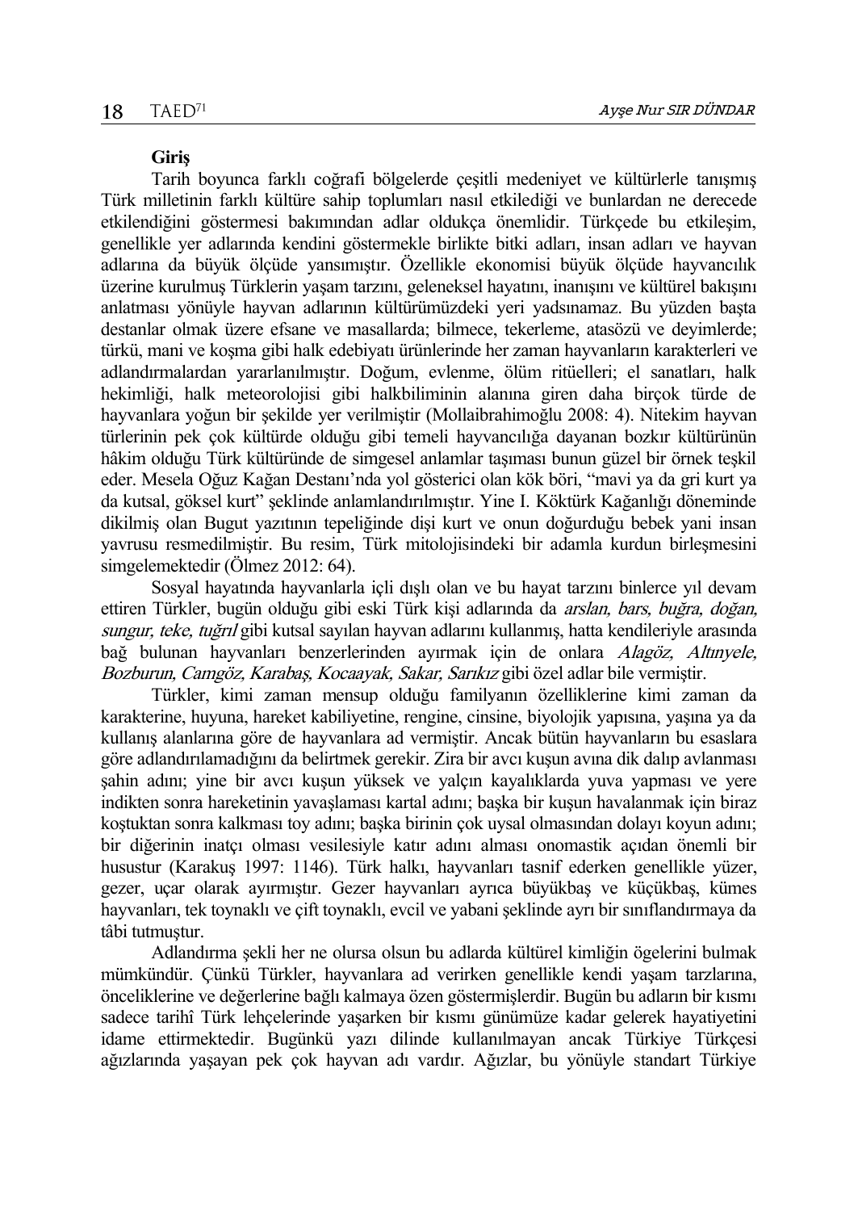**Giriş**

Tarih boyunca farklı coğrafi bölgelerde çeşitli medeniyet ve kültürlerle tanışmış Türk milletinin farklı kültüre sahip toplumları nasıl etkilediği ve bunlardan ne derecede etkilendiğini göstermesi bakımından adlar oldukça önemlidir. Türkçede bu etkileşim, genellikle yer adlarında kendini göstermekle birlikte bitki adları, insan adları ve hayvan adlarına da büyük ölçüde yansımıştır. Özellikle ekonomisi büyük ölçüde hayvancılık üzerine kurulmuş Türklerin yaşam tarzını, geleneksel hayatını, inanışını ve kültürel bakışını anlatması yönüyle hayvan adlarının kültürümüzdeki yeri yadsınamaz. Bu yüzden başta destanlar olmak üzere efsane ve masallarda; bilmece, tekerleme, atasözü ve deyimlerde; türkü, mani ve koşma gibi halk edebiyatı ürünlerinde her zaman hayvanların karakterleri ve adlandırmalardan yararlanılmıştır. Doğum, evlenme, ölüm ritüelleri; el sanatları, halk hekimliği, halk meteorolojisi gibi halkbiliminin alanına giren daha birçok türde de hayvanlara yoğun bir şekilde yer verilmiştir (Mollaibrahimoğlu 2008: 4). Nitekim hayvan türlerinin pek çok kültürde olduğu gibi temeli hayvancılığa dayanan bozkır kültürünün hâkim olduğu Türk kültüründe de simgesel anlamlar taşıması bunun güzel bir örnek teşkil eder. Mesela Oğuz Kağan Destanı'nda yol gösterici olan kök böri, "mavi ya da gri kurt ya da kutsal, göksel kurt" şeklinde anlamlandırılmıştır. Yine I. Köktürk Kağanlığı döneminde dikilmiş olan Bugut yazıtının tepeliğinde dişi kurt ve onun doğurduğu bebek yani insan yavrusu resmedilmiştir. Bu resim, Türk mitolojisindeki bir adamla kurdun birleşmesini simgelemektedir (Ölmez 2012: 64).

Sosyal hayatında hayvanlarla içli dışlı olan ve bu hayat tarzını binlerce yıl devam ettiren Türkler, bugün olduğu gibi eski Türk kişi adlarında da *arslan, bars, buğra, doğan, sungur, teke, tuğrıl* gibi kutsal sayılan hayvan adlarını kullanmış, hatta kendileriyle arasında bağ bulunan hayvanları benzerlerinden ayırmak için de onlara *Alagöz, Altınyele, Bozburun, Camgöz, Karabaş, Kocaayak, Sakar, Sarıkız* gibi özel adlar bile vermiştir.

Türkler, kimi zaman mensup olduğu familyanın özelliklerine kimi zaman da karakterine, huyuna, hareket kabiliyetine, rengine, cinsine, biyolojik yapısına, yaşına ya da kullanış alanlarına göre de hayvanlara ad vermiştir. Ancak bütün hayvanların bu esaslara göre adlandırılamadığını da belirtmek gerekir. Zira bir avcı kuşun avına dik dalıp avlanması şahin adını; yine bir avcı kuşun yüksek ve yalçın kayalıklarda yuva yapması ve yere indikten sonra hareketinin yavaşlaması kartal adını; başka bir kuşun havalanmak için biraz koştuktan sonra kalkması toy adını; başka birinin çok uysal olmasından dolayı koyun adını; bir diğerinin inatçı olması vesilesiyle katır adını alması onomastik açıdan önemli bir husustur (Karakuş 1997: 1146). Türk halkı, hayvanları tasnif ederken genellikle yüzer, gezer, uçar olarak ayırmıştır. Gezer hayvanları ayrıca büyükbaş ve küçükbaş, kümes hayvanları, tek toynaklı ve çift toynaklı, evcil ve yabani şeklinde ayrı bir sınıflandırmaya da tâbi tutmuştur.

Adlandırma şekli her ne olursa olsun bu adlarda kültürel kimliğin ögelerini bulmak mümkündür. Çünkü Türkler, hayvanlara ad verirken genellikle kendi yaşam tarzlarına, önceliklerine ve değerlerine bağlı kalmaya özen göstermişlerdir. Bugün bu adların bir kısmı sadece tarihî Türk lehçelerinde yaşarken bir kısmı günümüze kadar gelerek hayatiyetini idame ettirmektedir. Bugünkü yazı dilinde kullanılmayan ancak Türkiye Türkçesi ağızlarında yaşayan pek çok hayvan adı vardır. Ağızlar, bu yönüyle standart Türkiye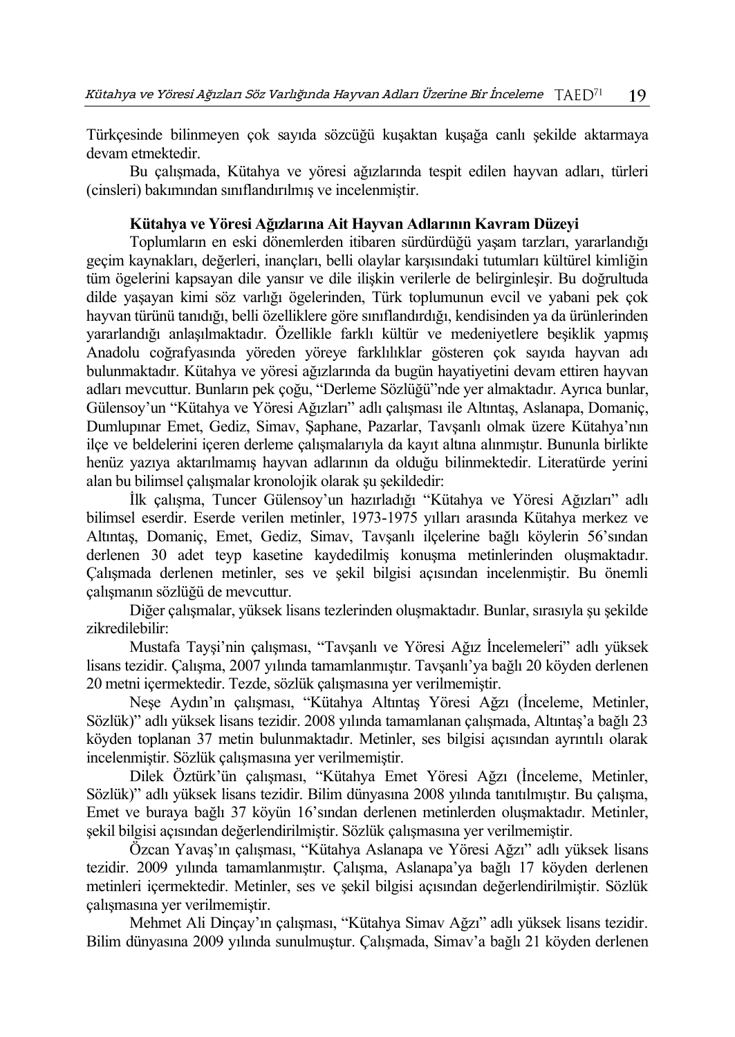Türkçesinde bilinmeyen çok sayıda sözcüğü kuşaktan kuşağa canlı şekilde aktarmaya devam etmektedir.

Bu çalışmada, Kütahya ve yöresi ağızlarında tespit edilen hayvan adları, türleri (cinsleri) bakımından sınıflandırılmış ve incelenmiştir.

**Kütahya ve Yöresi Ağızlarına Ait Hayvan Adlarının Kavram Düzeyi**

Toplumların en eski dönemlerden itibaren sürdürdüğü yaşam tarzları, yararlandığı geçim kaynakları, değerleri, inançları, belli olaylar karşısındaki tutumları kültürel kimliğin tüm ögelerini kapsayan dile yansır ve dile ilişkin verilerle de belirginleşir. Bu doğrultuda dilde yaşayan kimi söz varlığı ögelerinden, Türk toplumunun evcil ve yabani pek çok hayvan türünü tanıdığı, belli özelliklere göre sınıflandırdığı, kendisinden ya da ürünlerinden yararlandığı anlaşılmaktadır. Özellikle farklı kültür ve medeniyetlere beşiklik yapmış Anadolu coğrafyasında yöreden yöreye farklılıklar gösteren çok sayıda hayvan adı bulunmaktadır. Kütahya ve yöresi ağızlarında da bugün hayatiyetini devam ettiren hayvan adları mevcuttur. Bunların pek çoğu, "Derleme Sözlüğü"nde yer almaktadır. Ayrıca bunlar, Gülensoy'un "Kütahya ve Yöresi Ağızları" adlı çalışması ile Altıntaş, Aslanapa, Domaniç, Dumlupınar Emet, Gediz, Simav, Şaphane, Pazarlar, Tavşanlı olmak üzere Kütahya'nın ilçe ve beldelerini içeren derleme çalışmalarıyla da kayıt altına alınmıştır. Bununla birlikte henüz yazıya aktarılmamış hayvan adlarının da olduğu bilinmektedir. Literatürde yerini alan bu bilimsel çalışmalar kronolojik olarak şu şekildedir:

İlk çalışma, Tuncer Gülensoy'un hazırladığı "Kütahya ve Yöresi Ağızları" adlı bilimsel eserdir. Eserde verilen metinler, 1973-1975 yılları arasında Kütahya merkez ve Altıntaş, Domaniç, Emet, Gediz, Simav, Tavşanlı ilçelerine bağlı köylerin 56'sından derlenen 30 adet teyp kasetine kaydedilmiş konuşma metinlerinden oluşmaktadır. Çalışmada derlenen metinler, ses ve şekil bilgisi açısından incelenmiştir. Bu önemli çalışmanın sözlüğü de mevcuttur.

Diğer çalışmalar, yüksek lisans tezlerinden oluşmaktadır. Bunlar, sırasıyla şu şekilde zikredilebilir:

Mustafa Tayşi'nin çalışması, "Tavşanlı ve Yöresi Ağız İncelemeleri" adlı yüksek lisans tezidir. Çalışma, 2007 yılında tamamlanmıştır. Tavşanlı'ya bağlı 20 köyden derlenen 20 metni içermektedir. Tezde, sözlük çalışmasına yer verilmemiştir.

Neşe Aydın'ın çalışması, "Kütahya Altıntaş Yöresi Ağzı (İnceleme, Metinler, Sözlük)" adlı yüksek lisans tezidir. 2008 yılında tamamlanan çalışmada, Altıntaş'a bağlı 23 köyden toplanan 37 metin bulunmaktadır. Metinler, ses bilgisi açısından ayrıntılı olarak incelenmiştir. Sözlük çalışmasına yer verilmemiştir.

Dilek Öztürk'ün çalışması, "Kütahya Emet Yöresi Ağzı (İnceleme, Metinler, Sözlük)" adlı yüksek lisans tezidir. Bilim dünyasına 2008 yılında tanıtılmıştır. Bu çalışma, Emet ve buraya bağlı 37 köyün 16'sından derlenen metinlerden oluşmaktadır. Metinler, şekil bilgisi açısından değerlendirilmiştir. Sözlük çalışmasına yer verilmemiştir.

Özcan Yavaş'ın çalışması, "Kütahya Aslanapa ve Yöresi Ağzı" adlı yüksek lisans tezidir. 2009 yılında tamamlanmıştır. Çalışma, Aslanapa'ya bağlı 17 köyden derlenen metinleri içermektedir. Metinler, ses ve şekil bilgisi açısından değerlendirilmiştir. Sözlük çalışmasına yer verilmemiştir.

Mehmet Ali Dinçay'ın çalışması, "Kütahya Simav Ağzı" adlı yüksek lisans tezidir. Bilim dünyasına 2009 yılında sunulmuştur. Çalışmada, Simav'a bağlı 21 köyden derlenen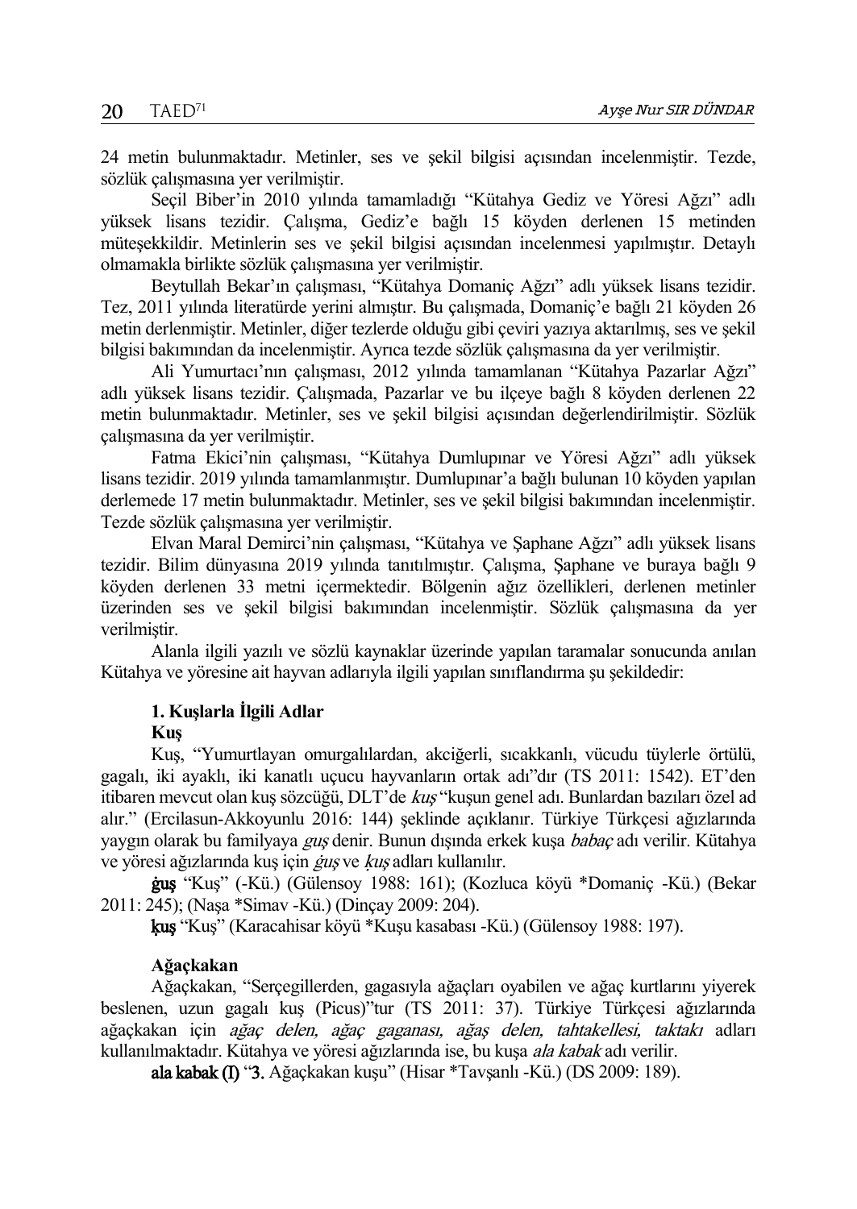24 metin bulunmaktadır. Metinler, ses ve şekil bilgisi açısından incelenmiştir. Tezde, sözlük çalışmasına yer verilmiştir.

Seçil Biber'in 2010 yılında tamamladığı "Kütahya Gediz ve Yöresi Ağzı" adlı yüksek lisans tezidir. Çalışma, Gediz'e bağlı 15 köyden derlenen 15 metinden müteşekkildir. Metinlerin ses ve şekil bilgisi açısından incelenmesi yapılmıştır. Detaylı olmamakla birlikte sözlük çalışmasına yer verilmiştir.

Beytullah Bekar'ın çalışması, "Kütahya Domaniç Ağzı" adlı yüksek lisans tezidir. Tez, 2011 yılında literatürde yerini almıştır. Bu çalışmada, Domaniç'e bağlı 21 köyden 26 metin derlenmiştir. Metinler, diğer tezlerde olduğu gibi çeviri yazıya aktarılmış, ses ve şekil bilgisi bakımından da incelenmiştir. Ayrıca tezde sözlük çalışmasına da yer verilmiştir.

Ali Yumurtacı'nın çalışması, 2012 yılında tamamlanan "Kütahya Pazarlar Ağzı" adlı yüksek lisans tezidir. Çalışmada, Pazarlar ve bu ilçeye bağlı 8 köyden derlenen 22 metin bulunmaktadır. Metinler, ses ve şekil bilgisi açısından değerlendirilmiştir. Sözlük çalışmasına da yer verilmiştir.

Fatma Ekici'nin çalışması, "Kütahya Dumlupınar ve Yöresi Ağzı" adlı yüksek lisans tezidir. 2019 yılında tamamlanmıştır. Dumlupınar'a bağlı bulunan 10 köyden yapılan derlemede 17 metin bulunmaktadır. Metinler, ses ve şekil bilgisi bakımından incelenmiştir. Tezde sözlük çalışmasına yer verilmiştir.

Elvan Maral Demirci'nin çalışması, "Kütahya ve Şaphane Ağzı" adlı yüksek lisans tezidir. Bilim dünyasına 2019 yılında tanıtılmıştır. Çalışma, Şaphane ve buraya bağlı 9 köyden derlenen 33 metni içermektedir. Bölgenin ağız özellikleri, derlenen metinler üzerinden ses ve şekil bilgisi bakımından incelenmiştir. Sözlük çalışmasına da yer verilmiştir.

Alanla ilgili yazılı ve sözlü kaynaklar üzerinde yapılan taramalar sonucunda anılan Kütahya ve yöresine ait hayvan adlarıyla ilgili yapılan sınıflandırma şu şekildedir:

### 1. Kuşlarla İlgili Adlar

#### Kuş

Kuş, "Yumurtlayan omurgalılardan, akciğerli, sıcakkanlı, vücudu tüylerle örtülü, gagalı, iki ayaklı, iki kanatlı uçucu hayvanların ortak adı"dır (TS 2011: 1542). ET'den itibaren mevcut olan kuş sözcüğü, DLT'de *kuş* "kuşun genel adı. Bunlardan bazıları özel ad alır." (Ercilasun-Akkoyunlu 2016: 144) şeklinde açıklanır. Türkiye Türkçesi ağızlarında yaygın olarak bu familyaya *ġuş* denir. Bunun dışında erkek kuşa *babaç* adı verilir. Kütahya ve yöresi ağızlarında kuş için *ġuş* ve *ḳuş* adları kullanılır.

**ġuş** "Kuş" (-Kü.) (Gülensoy 1988: 161); (Kozluca köyü *Domaniç -Kü.) (Bekar 2011: 245); (Naşa *Simav -Kü.) (Dinçay 2009: 204).

**ḳuş** "Kuş" (Karacahisar köyü *Kuşu kasabası -Kü.) (Gülensoy 1988: 197).

#### Ağaçkakan

Ağaçkakan, "Serçegillerden, gagasıyla ağaçları oyabilen ve ağaç kurtlarını yiyerek beslenen, uzun gagalı kuş (Picus)"tur (TS 2011: 37). Türkiye Türkçesi ağızlarında ağaçkakan için *ağaç delen, ağaç gaganası, ağaş delen, tahtakellesi, taktakı* adları kullanılmaktadır. Kütahya ve yöresi ağızlarında ise, bu kuşa *ala kabak* adı verilir.

**ala kabak (I)** "**3.** Ağaçkakan kuşu" (Hisar *Tavşanlı -Kü.) (DS 2009: 189).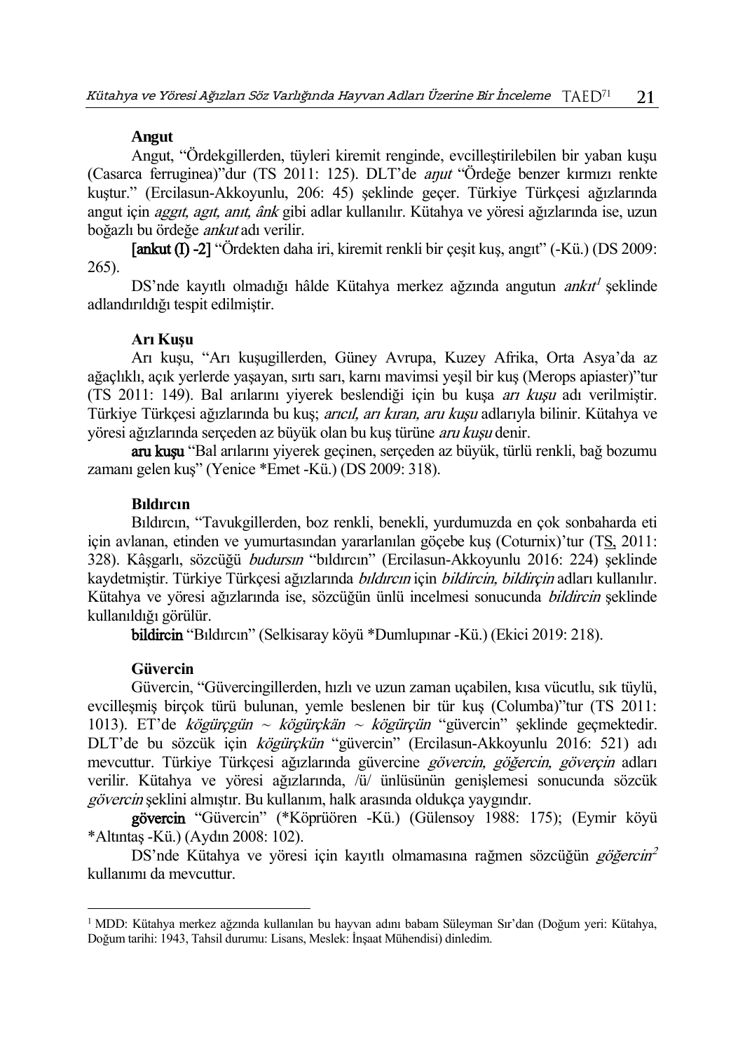**Angut**

Angut, "Ördekgillerden, tüyleri kiremit renginde, evcilleştirilebilen bir yaban kuşu (Casarca ferruginea)"dur (TS 2011: 125). DLT'de *aŋut* "Ördeğe benzer kırmızı renkte kuştur." (Ercilasun-Akkoyunlu, 206: 45) şeklinde geçer. Türkiye Türkçesi ağızlarında angut için *aggıt, agıt, anıt, ânk* gibi adlar kullanılır. Kütahya ve yöresi ağızlarında ise, uzun boğazlı bu ördeğe *ankut* adı verilir.

**[ankut (I) -2]** "Ördekten daha iri, kiremit renkli bir çeşit kuş, angıt" (-Kü.) (DS 2009: 265).

DS'nde kayıtlı olmadığı hâlde Kütahya merkez ağzında angutun *ankıt*[1] şeklinde adlandırıldığı tespit edilmiştir.

**Arı Kuşu**

Arı kuşu, "Arı kuşugillerden, Güney Avrupa, Kuzey Afrika, Orta Asya'da az ağaçlıklı, açık yerlerde yaşayan, sırtı sarı, karnı mavimsi yeşil bir kuş (Merops apiaster)"tur (TS 2011: 149). Bal arılarını yiyerek beslendiği için bu kuşa *arı kuşu* adı verilmiştir. Türkiye Türkçesi ağızlarında bu kuş; *arıcıl, arı kıran, aru kuşu* adlarıyla bilinir. Kütahya ve yöresi ağızlarında serçeden az büyük olan bu kuş türüne *aru kuşu* denir.

**aru kuşu** "Bal arılarını yiyerek geçinen, serçeden az büyük, türlü renkli, bağ bozumu zamanı gelen kuş" (Yenice *Emet -Kü.) (DS 2009: 318).

**Bıldırcın**

Bıldırcın, "Tavukgillerden, boz renkli, benekli, yurdumuzda en çok sonbaharda eti için avlanan, etinden ve yumurtasından yararlanılan göçebe kuş (Coturnix)'tur (TS, 2011: 328). Kâşgarlı, sözcüğü *budursın* "bıldırcın" (Ercilasun-Akkoyunlu 2016: 224) şeklinde kaydetmiştir. Türkiye Türkçesi ağızlarında *bıldırcın* için *bildircin, bildirçin* adları kullanılır. Kütahya ve yöresi ağızlarında ise, sözcüğün ünlü incelmesi sonucunda *bildircin* şeklinde kullanıldığı görülür.

**bildircin** "Bıldırcın" (Selkisaray köyü *Dumlupınar -Kü.) (Ekici 2019: 218).

**Güvercin**

Güvercin, "Güvercingillerden, hızlı ve uzun zaman uçabilen, kısa vücutlu, sık tüylü, evcilleşmiş birçok türü bulunan, yemle beslenen bir tür kuş (Columba)"tur (TS 2011: 1013). ET'de *kögürçgün* ~ *kögürçkän* ~ *kögürçün* "güvercin" şeklinde geçmektedir. DLT'de bu sözcük için *kögürçkün* "güvercin" (Ercilasun-Akkoyunlu 2016: 521) adı mevcuttur. Türkiye Türkçesi ağızlarında güvercine *gövercin, göğercin, göverçin* adları verilir. Kütahya ve yöresi ağızlarında, /ü/ ünlüsünün genişlemesi sonucunda sözcük *gövercin* şeklini almıştır. Bu kullanım, halk arasında oldukça yaygındır.

**gövercin** "Güvercin" (*Köprüören -Kü.) (Gülensoy 1988: 175); (Eymir köyü *Altıntaş -Kü.) (Aydın 2008: 102).

DS'nde Kütahya ve yöresi için kayıtlı olmamasına rağmen sözcüğün *göğercin*[2] kullanımı da mevcuttur.

---

[1] MDD: Kütahya merkez ağzında kullanılan bu hayvan adını babam Süleyman Sır'dan (Doğum yeri: Kütahya, Doğum tarihi: 1943, Tahsil durumu: Lisans, Meslek: İnşaat Mühendisi) dinledim.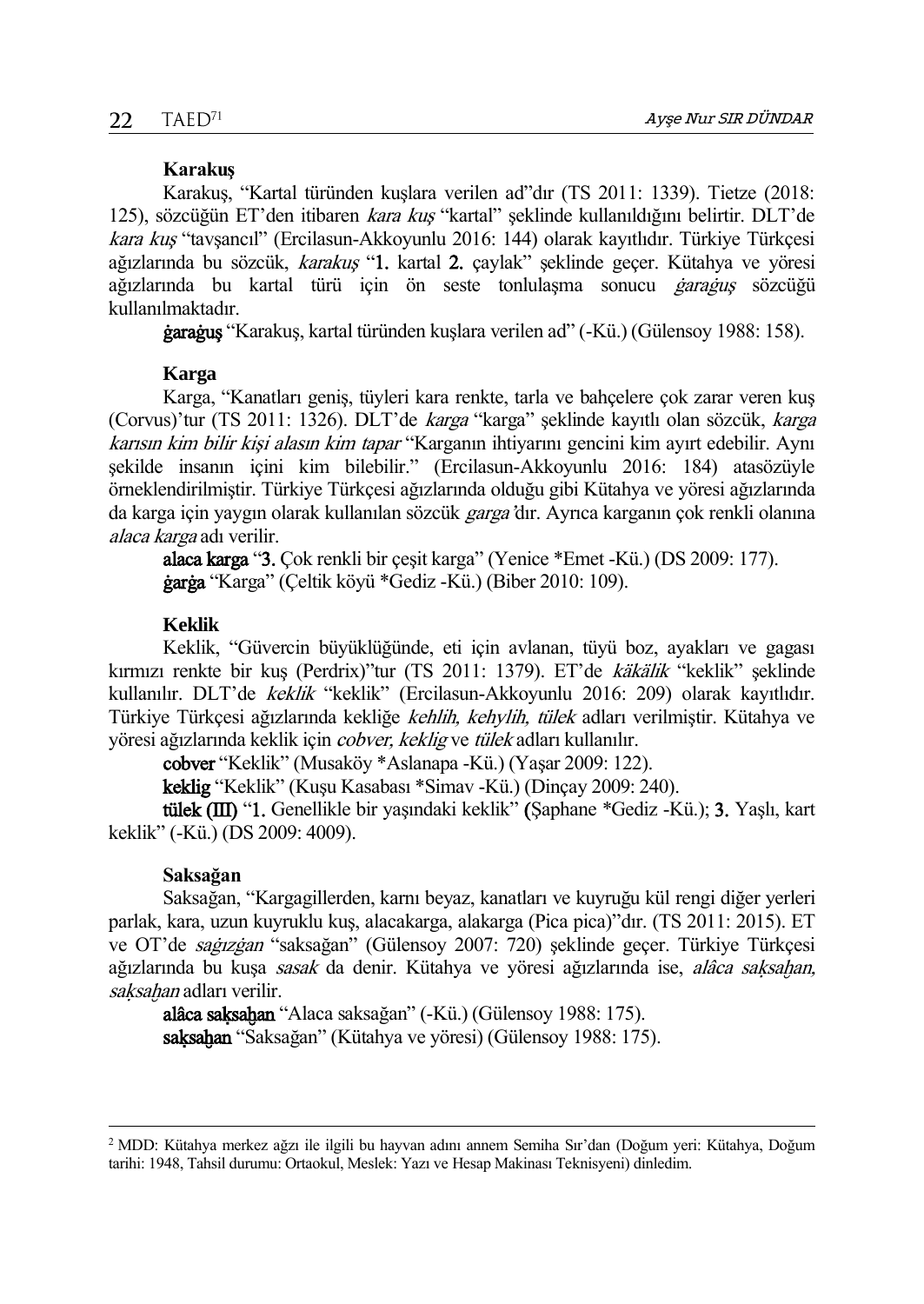**Karakuş**

Karakuş, "Kartal türünden kuşlara verilen ad"dır (TS 2011: 1339). Tietze (2018: 125), sözcüğün ET'den itibaren *kara kuş* "kartal" şeklinde kullanıldığını belirtir. DLT'de *kara kuş* "tavşancıl" (Ercilasun-Akkoyunlu 2016: 144) olarak kayıtlıdır. Türkiye Türkçesi ağızlarında bu sözcük, *karakuş* "**1.** kartal **2.** çaylak" şeklinde geçer. Kütahya ve yöresi ağızlarında bu kartal türü için ön seste tonlulaşma sonucu *ġaraġuş* sözcüğü kullanılmaktadır.

**ġaraġuş** "Karakuş, kartal türünden kuşlara verilen ad" (-Kü.) (Gülensoy 1988: 158).

**Karga**

Karga, "Kanatları geniş, tüyleri kara renkte, tarla ve bahçelere çok zarar veren kuş (Corvus)'tur (TS 2011: 1326). DLT'de *karga* "karga" şeklinde kayıtlı olan sözcük, *karga karısın kim bilir kişi alasın kim tapar* "Karganın ihtiyarını gencini kim ayırt edebilir. Aynı şekilde insanın içini kim bilebilir." (Ercilasun-Akkoyunlu 2016: 184) atasözüyle örneklendirilmiştir. Türkiye Türkçesi ağızlarında olduğu gibi Kütahya ve yöresi ağızlarında da karga için yaygın olarak kullanılan sözcük *garga*'dır. Ayrıca karganın çok renkli olanına *alaca karga* adı verilir.

**alaca karga** "**3.** Çok renkli bir çeşit karga" (Yenice *Emet -Kü.) (DS 2009: 177).

**ġarġa** "Karga" (Çeltik köyü *Gediz -Kü.) (Biber 2010: 109).

**Keklik**

Keklik, "Güvercin büyüklüğünde, eti için avlanan, tüyü boz, ayakları ve gagası kırmızı renkte bir kuş (Perdrix)"tur (TS 2011: 1379). ET'de *käkälik* "keklik" şeklinde kullanılır. DLT'de *keklik* "keklik" (Ercilasun-Akkoyunlu 2016: 209) olarak kayıtlıdır. Türkiye Türkçesi ağızlarında kekliğe *kehlih, kehylih, tülek* adları verilmiştir. Kütahya ve yöresi ağızlarında keklik için *cobver, keklig* ve *tülek* adları kullanılır.

**cobver** "Keklik" (Musaköy *Aslanapa -Kü.) (Yaşar 2009: 122).

**keklig** "Keklik" (Kuşu Kasabası *Simav -Kü.) (Dinçay 2009: 240).

**tülek (III)** "**1.** Genellikle bir yaşındaki keklik" (Şaphane *Gediz -Kü.); **3.** Yaşlı, kart keklik" (-Kü.) (DS 2009: 4009).

**Saksağan**

Saksağan, "Kargagillerden, karnı beyaz, kanatları ve kuyruğu kül rengi diğer yerleri parlak, kara, uzun kuyruklu kuş, alacakarga, alakarga (Pica pica)"dır. (TS 2011: 2015). ET ve OT'de *sağızġan* "saksağan" (Gülensoy 2007: 720) şeklinde geçer. Türkiye Türkçesi ağızlarında bu kuşa *sasak* da denir. Kütahya ve yöresi ağızlarında ise, *alâca saḳsaḫan, saḳsaḫan* adları verilir.

**alâca saḳsaḫan** "Alaca saksağan" (-Kü.) (Gülensoy 1988: 175).

**saḳsaḫan** "Saksağan" (Kütahya ve yöresi) (Gülensoy 1988: 175).

---

[2] MDD: Kütahya merkez ağzı ile ilgili bu hayvan adını annem Semiha Sır'dan (Doğum yeri: Kütahya, Doğum tarihi: 1948, Tahsil durumu: Ortaokul, Meslek: Yazı ve Hesap Makinası Teknisyeni) dinledim.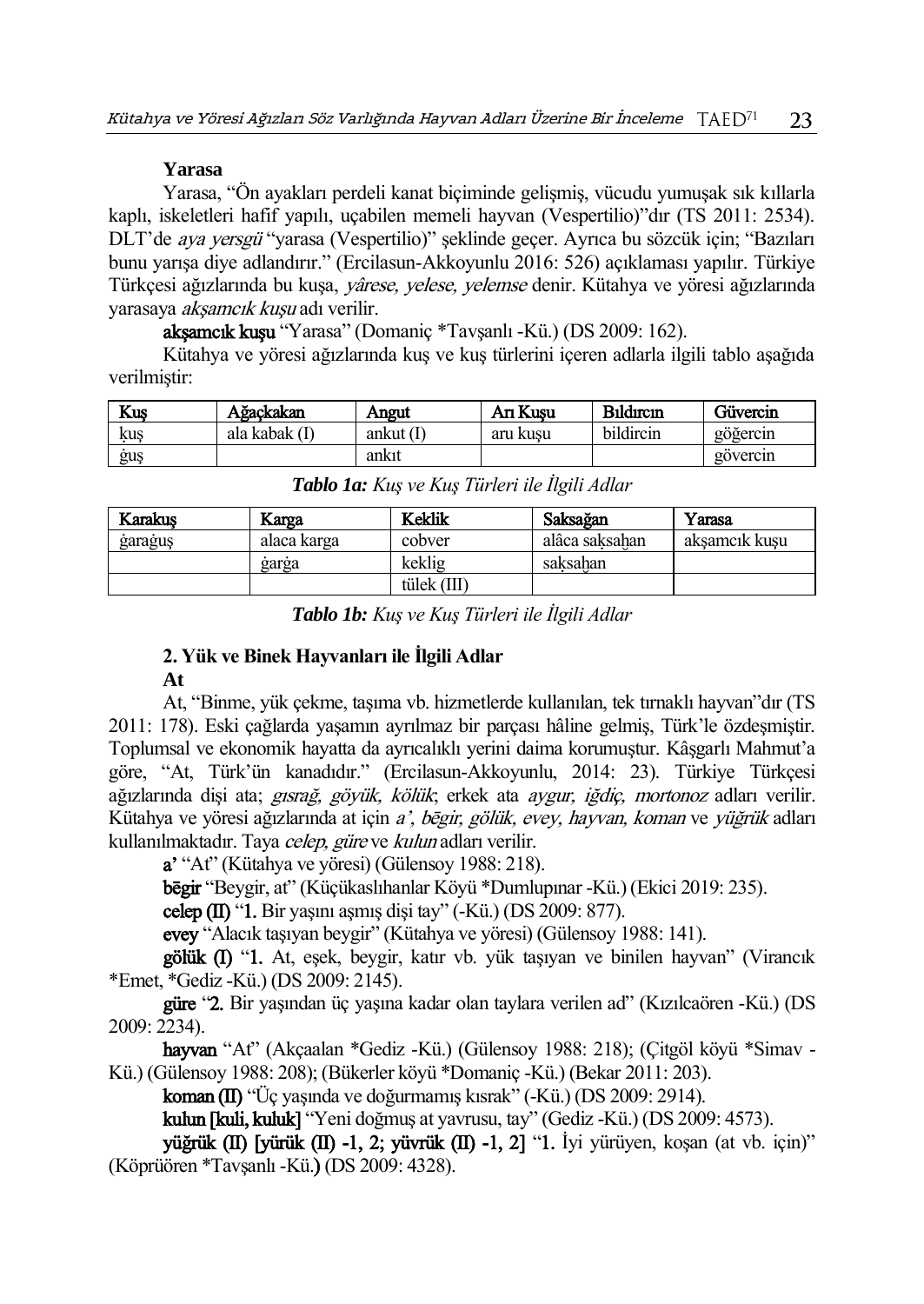**Yarasa**

Yarasa, "Ön ayakları perdeli kanat biçiminde gelişmiş, vücudu yumuşak sık kıllarla kaplı, iskeletleri hafif yapılı, uçabilen memeli hayvan (Vespertilio)"dır (TS 2011: 2534). DLT'de *aya yersgü* "yarasa (Vespertilio)" şeklinde geçer. Ayrıca bu sözcük için; "Bazıları bunu yarışa diye adlandırır." (Ercilasun-Akkoyunlu 2016: 526) açıklaması yapılır. Türkiye Türkçesi ağızlarında bu kuşa, *yârese, yelese, yelemse* denir. Kütahya ve yöresi ağızlarında yarasaya *akşamcık kuşu* adı verilir.

**akşamcık kuşu** "Yarasa" (Domaniç *Tavşanlı -Kü.) (DS 2009: 162).

Kütahya ve yöresi ağızlarında kuş ve kuş türlerini içeren adlarla ilgili tablo aşağıda verilmiştir:

| Kuş | Ağaçkakan | Angut | Arı Kuşu | Bıldırcın | Güvercin |
|---|---|---|---|---|---|
| ḳuş | ala kabak (I) | ankut (I) | aru kuşu | bildircin | göğercin |
| ġuş | | ankıt | | | gövercin |

***Tablo 1a:*** *Kuş ve Kuş Türleri ile İlgili Adlar*

| Karakuş | Karga | Keklik | Saksağan | Yarasa |
|---|---|---|---|---|
| ġaraġuş | alaca karga | cobver | alâca saḳsaḫan | akşamcık kuşu |
| | ġarġa | keklig | saḳsaḫan | |
| | | tülek (III) | | |

***Tablo 1b:*** *Kuş ve Kuş Türleri ile İlgili Adlar*

## 2. Yük ve Binek Hayvanları ile İlgili Adlar

**At**

At, "Binme, yük çekme, taşıma vb. hizmetlerde kullanılan, tek tırnaklı hayvan"dır (TS 2011: 178). Eski çağlarda yaşamın ayrılmaz bir parçası hâline gelmiş, Türk'le özdeşmiştir. Toplumsal ve ekonomik hayatta da ayrıcalıklı yerini daima korumuştur. Kâşgarlı Mahmut'a göre, "At, Türk'ün kanadıdır." (Ercilasun-Akkoyunlu, 2014: 23). Türkiye Türkçesi ağızlarında dişi ata; *gısrağ, göyük, kölük*; erkek ata *aygur, iğdiç, mortonoz* adları verilir. Kütahya ve yöresi ağızlarında at için *a', bēgir, gölük, evey, hayvan, koman* ve *yüğrük* adları kullanılmaktadır. Taya *celep, güre* ve *kulun* adları verilir.

**a'** "At" (Kütahya ve yöresi) (Gülensoy 1988: 218).

**bēgir** "Beygir, at" (Küçükaslıhanlar Köyü *Dumlupınar -Kü.) (Ekici 2019: 235).

**celep (II)** "**1.** Bir yaşını aşmış dişi tay" (-Kü.) (DS 2009: 877).

**evey** "Alacık taşıyan beygir" (Kütahya ve yöresi) (Gülensoy 1988: 141).

**gölük (I)** "**1.** At, eşek, beygir, katır vb. yük taşıyan ve binilen hayvan" (Virancık *Emet, *Gediz -Kü.) (DS 2009: 2145).

**güre** "**2.** Bir yaşından üç yaşına kadar olan taylara verilen ad" (Kızılcaören -Kü.) (DS 2009: 2234).

**hayvan** "At" (Akçaalan *Gediz -Kü.) (Gülensoy 1988: 218); (Çitgöl köyü *Simav -Kü.) (Gülensoy 1988: 208); (Bükerler köyü *Domaniç -Kü.) (Bekar 2011: 203).

**koman (II)** "Üç yaşında ve doğurmamış kısrak" (-Kü.) (DS 2009: 2914).

**kulun [kuli, kuluk]** "Yeni doğmuş at yavrusu, tay" (Gediz -Kü.) (DS 2009: 4573).

**yüğrük (II) [yürük (II) -1, 2; yüvrük (II) -1, 2]** "**1.** İyi yürüyen, koşan (at vb. için)" (Köprüören *Tavşanlı -Kü.) (DS 2009: 4328).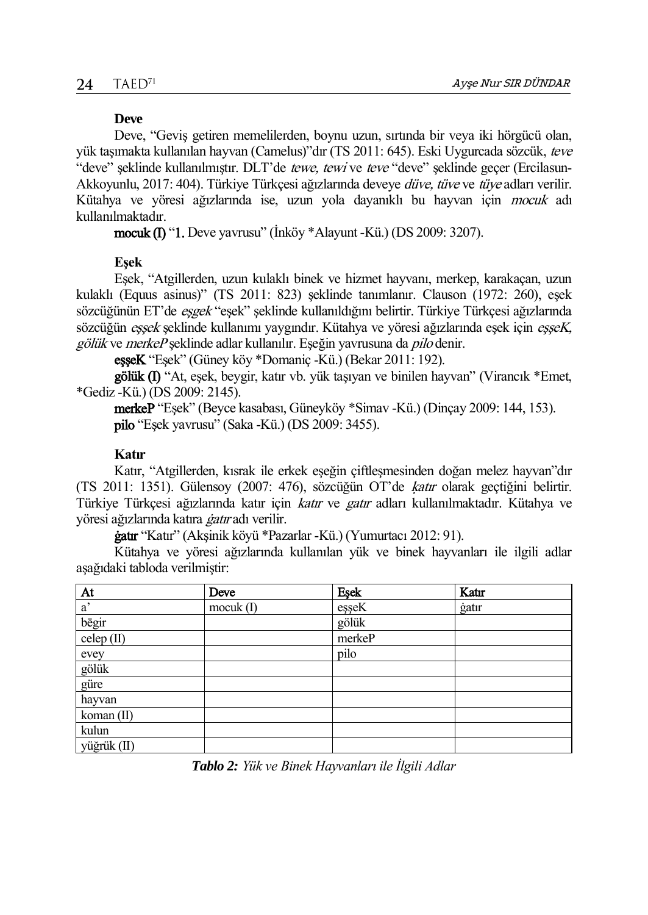**Deve**

Deve, "Geviş getiren memelilerden, boynu uzun, sırtında bir veya iki hörgücü olan, yük taşımakta kullanılan hayvan (Camelus)"dır (TS 2011: 645). Eski Uygurcada sözcük, *teve* "deve" şeklinde kullanılmıştır. DLT'de *tewe, tewi* ve *teve* "deve" şeklinde geçer (Ercilasun-Akkoyunlu, 2017: 404). Türkiye Türkçesi ağızlarında deveye *düve, tüve* ve *tüye* adları verilir. Kütahya ve yöresi ağızlarında ise, uzun yola dayanıklı bu hayvan için *mocuk* adı kullanılmaktadır.

**mocuk (I)** "1. Deve yavrusu" (İnköy *Alayunt -Kü.) (DS 2009: 3207).

**Eşek**

Eşek, "Atgillerden, uzun kulaklı binek ve hizmet hayvanı, merkep, karakaçan, uzun kulaklı (Equus asinus)" (TS 2011: 823) şeklinde tanımlanır. Clauson (1972: 260), eşek sözcüğünün ET'de *eşgek* "eşek" şeklinde kullanıldığını belirtir. Türkiye Türkçesi ağızlarında sözcüğün *eşşek* şeklinde kullanımı yaygındır. Kütahya ve yöresi ağızlarında eşek için *eşşeK, gölük* ve *merkeP* şeklinde adlar kullanılır. Eşeğin yavrusuna da *pilo* denir.

**eşşeK** "Eşek" (Güney köy *Domaniç -Kü.) (Bekar 2011: 192).

**gölük (I)** "At, eşek, beygir, katır vb. yük taşıyan ve binilen hayvan" (Virancık *Emet, *Gediz -Kü.) (DS 2009: 2145).

**merkeP** "Eşek" (Beyce kasabası, Güneyköy *Simav -Kü.) (Dinçay 2009: 144, 153).

**pilo** "Eşek yavrusu" (Saka -Kü.) (DS 2009: 3455).

**Katır**

Katır, "Atgillerden, kısrak ile erkek eşeğin çiftleşmesinden doğan melez hayvan"dır (TS 2011: 1351). Gülensoy (2007: 476), sözcüğün OT'de *ḳatır* olarak geçtiğini belirtir. Türkiye Türkçesi ağızlarında katır için *katır* ve *gatır* adları kullanılmaktadır. Kütahya ve yöresi ağızlarında katıra *ġatır* adı verilir.

**ġatır** "Katır" (Akşinik köyü *Pazarlar -Kü.) (Yumurtacı 2012: 91).

Kütahya ve yöresi ağızlarında kullanılan yük ve binek hayvanları ile ilgili adlar aşağıdaki tabloda verilmiştir:

| At | Deve | Eşek | Katır |
|---|---|---|---|
| a' | mocuk (I) | eşşeK | ġatır |
| bēgir | | gölük | |
| celep (II) | | merkeP | |
| evey | | pilo | |
| gölük | | | |
| güre | | | |
| hayvan | | | |
| koman (II) | | | |
| kulun | | | |
| yüğrük (II) | | | |

***Tablo 2:** Yük ve Binek Hayvanları ile İlgili Adlar*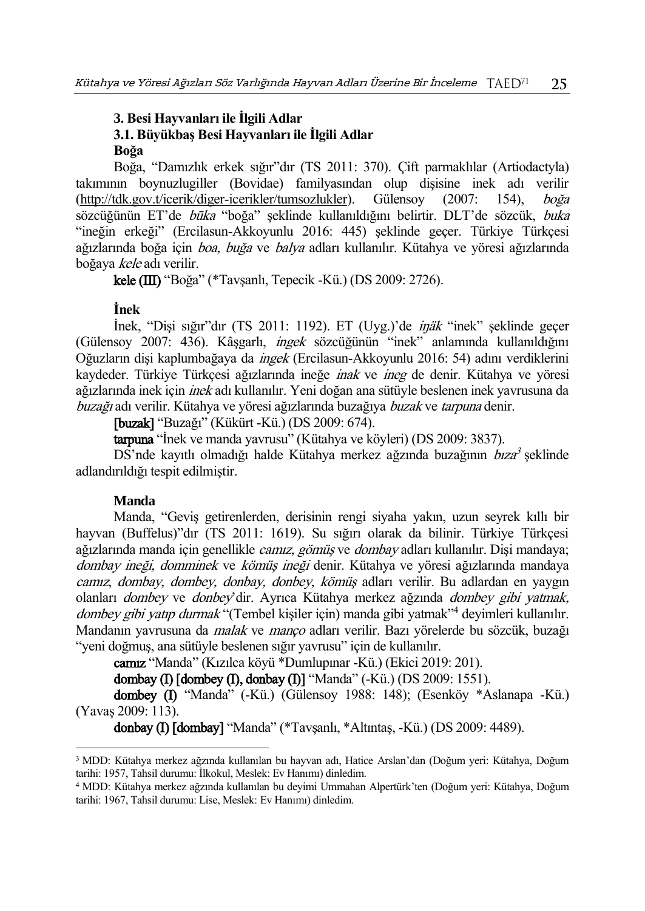### 3. Besi Hayvanları ile İlgili Adlar

### 3.1. Büyükbaş Besi Hayvanları ile İlgili Adlar

**Boğa**

Boğa, "Damızlık erkek sığır"dır (TS 2011: 370). Çift parmaklılar (Artiodactyla) takımının boynuzlugiller (Bovidae) familyasından olup dişisine inek adı verilir (http://tdk.gov.t/icerik/diger-icerikler/tumsozlukler). Gülensoy (2007: 154), *boğa* sözcüğünün ET'de *būka* "boğa" şeklinde kullanıldığını belirtir. DLT'de sözcük, *buka* "ineğin erkeği" (Ercilasun-Akkoyunlu 2016: 445) şeklinde geçer. Türkiye Türkçesi ağızlarında boğa için *boa, buğa* ve *balya* adları kullanılır. Kütahya ve yöresi ağızlarında boğaya *kele* adı verilir.

**kele (III)** "Boğa" (*Tavşanlı, Tepecik -Kü.) (DS 2009: 2726).

**İnek**

İnek, "Dişi sığır"dır (TS 2011: 1192). ET (Uyg.)'de *inäk* "inek" şeklinde geçer (Gülensoy 2007: 436). Kâşgarlı, *ingek* sözcüğünün "inek" anlamında kullanıldığını Oğuzların dişi kaplumbağaya da *ingek* (Ercilasun-Akkoyunlu 2016: 54) adını verdiklerini kaydeder. Türkiye Türkçesi ağızlarında ineğe *inak* ve *ineg* de denir. Kütahya ve yöresi ağızlarında inek için *inek* adı kullanılır. Yeni doğan ana sütüyle beslenen inek yavrusuna da *buzağı* adı verilir. Kütahya ve yöresi ağızlarında buzağıya *buzak* ve *tarpuna* denir.

**[buzak]** "Buzağı" (Kükürt -Kü.) (DS 2009: 674).

**tarpuna** "İnek ve manda yavrusu" (Kütahya ve köyleri) (DS 2009: 3837).

DS'nde kayıtlı olmadığı halde Kütahya merkez ağzında buzağının *bıza*[3] şeklinde adlandırıldığı tespit edilmiştir.

**Manda**

Manda, "Geviş getirenlerden, derisinin rengi siyaha yakın, uzun seyrek kıllı bir hayvan (Buffelus)"dır (TS 2011: 1619). Su sığırı olarak da bilinir. Türkiye Türkçesi ağızlarında manda için genellikle *camız, gömüş* ve *dombay* adları kullanılır. Dişi mandaya; *dombay ineği, domminek* ve *kömüş ineği* denir. Kütahya ve yöresi ağızlarında mandaya *camız, dombay, dombey, donbay, donbey, kömüş* adları verilir. Bu adlardan en yaygın olanları *dombey* ve *donbey*'dir. Ayrıca Kütahya merkez ağzında *dombey gibi yatmak, dombey gibi yatıp durmak* "(Tembel kişiler için) manda gibi yatmak"[4] deyimleri kullanılır. Mandanın yavrusuna da *malak* ve *manço* adları verilir. Bazı yörelerde bu sözcük, buzağı "yeni doğmuş, ana sütüyle beslenen sığır yavrusu" için de kullanılır.

**camız** "Manda" (Kızılca köyü *Dumlupınar -Kü.) (Ekici 2019: 201).

**dombay (I) [dombey (I), donbay (I)]** "Manda" (-Kü.) (DS 2009: 1551).

**dombey (I)** "Manda" (-Kü.) (Gülensoy 1988: 148); (Esenköy *Aslanapa -Kü.) (Yavaş 2009: 113).

**donbay (I) [dombay]** "Manda" (*Tavşanlı, *Altıntaş, -Kü.) (DS 2009: 4489).

---

[3] MDD: Kütahya merkez ağzında kullanılan bu hayvan adı, Hatice Arslan'dan (Doğum yeri: Kütahya, Doğum tarihi: 1957, Tahsil durumu: İlkokul, Meslek: Ev Hanımı) dinledim.

[4] MDD: Kütahya merkez ağzında kullanılan bu deyimi Ummahan Alpertürk'ten (Doğum yeri: Kütahya, Doğum tarihi: 1967, Tahsil durumu: Lise, Meslek: Ev Hanımı) dinledim.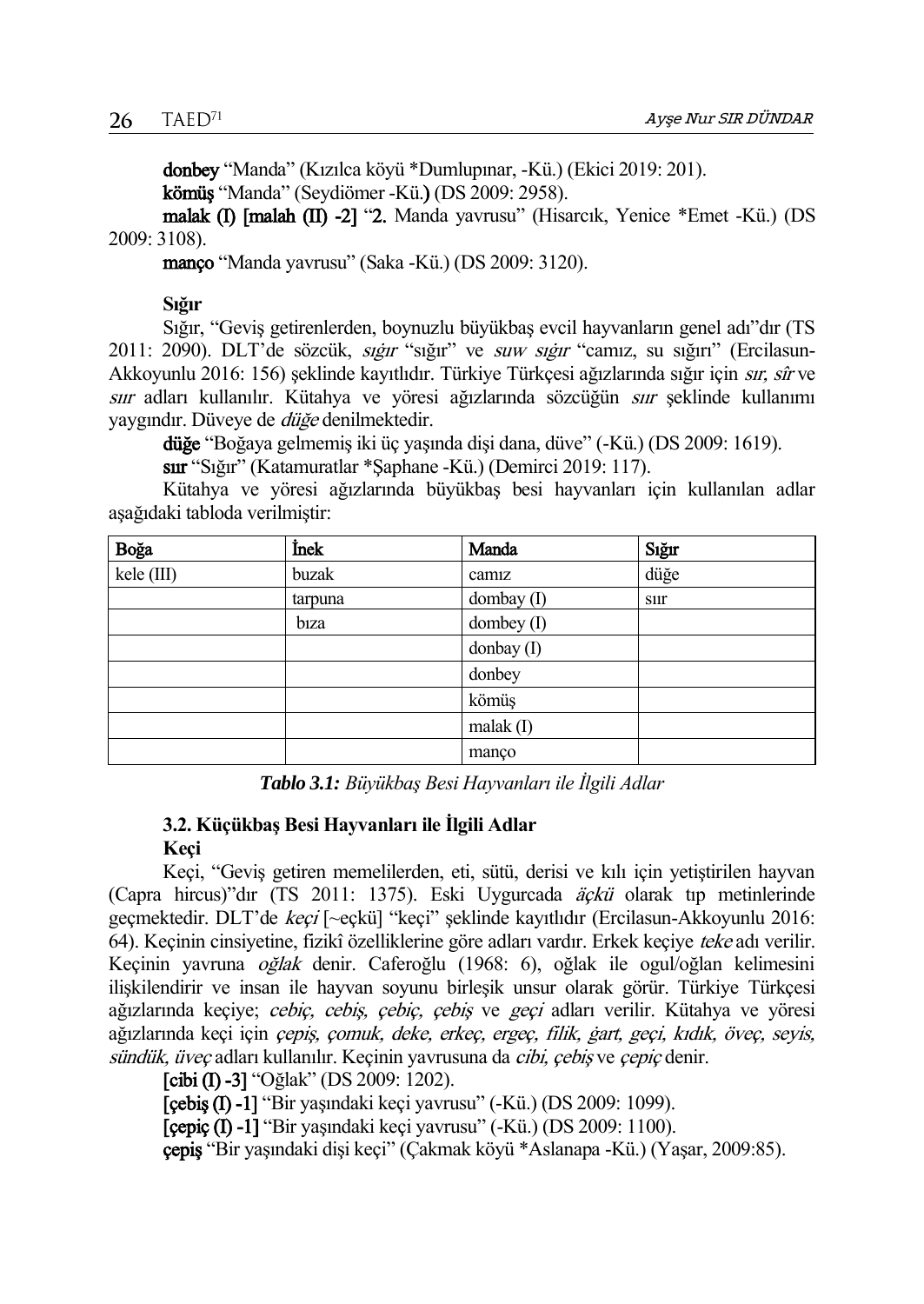**donbey** "Manda" (Kızılca köyü *Dumlupınar, -Kü.) (Ekici 2019: 201).

**kömüş** "Manda" (Seydiömer -Kü.) (DS 2009: 2958).

**malak (I) [malah (II) -2]** "2. Manda yavrusu" (Hisarcık, Yenice *Emet -Kü.) (DS 2009: 3108).

**manço** "Manda yavrusu" (Saka -Kü.) (DS 2009: 3120).

**Sığır**

Sığır, "Geviş getirenlerden, boynuzlu büyükbaş evcil hayvanların genel adı"dır (TS 2011: 2090). DLT'de sözcük, *sıġır* "sığır" ve *suw sıġır* "camız, su sığırı" (Ercilasun-Akkoyunlu 2016: 156) şeklinde kayıtlıdır. Türkiye Türkçesi ağızlarında sığır için *sır, sîr* ve *sıır* adları kullanılır. Kütahya ve yöresi ağızlarında sözcüğün *sıır* şeklinde kullanımı yaygındır. Düveye de *düğe* denilmektedir.

**düğe** "Boğaya gelmemiş iki üç yaşında dişi dana, düve" (-Kü.) (DS 2009: 1619).

**sıır** "Sığır" (Katamuratlar *Şaphane -Kü.) (Demirci 2019: 117).

Kütahya ve yöresi ağızlarında büyükbaş besi hayvanları için kullanılan adlar aşağıdaki tabloda verilmiştir:

| Boğa | İnek | Manda | Sığır |
|---|---|---|---|
| kele (III) | buzak | camız | düğe |
| | tarpuna | dombay (I) | sıır |
| | bıza | dombey (I) | |
| | | donbay (I) | |
| | | donbey | |
| | | kömüş | |
| | | malak (I) | |
| | | manço | |

***Tablo 3.1:*** *Büyükbaş Besi Hayvanları ile İlgili Adlar*

### 3.2. Küçükbaş Besi Hayvanları ile İlgili Adlar

**Keçi**

Keçi, "Geviş getiren memelilerden, eti, sütü, derisi ve kılı için yetiştirilen hayvan (Capra hircus)"dır (TS 2011: 1375). Eski Uygurcada *äçkü* olarak tıp metinlerinde geçmektedir. DLT'de *keçi* [~eçkü] "keçi" şeklinde kayıtlıdır (Ercilasun-Akkoyunlu 2016: 64). Keçinin cinsiyetine, fizikî özelliklerine göre adları vardır. Erkek keçiye *teke* adı verilir. Keçinin yavruna *oğlak* denir. Caferoğlu (1968: 6), oğlak ile ogul/oğlan kelimesini ilişkilendirir ve insan ile hayvan soyunu birleşik unsur olarak görür. Türkiye Türkçesi ağızlarında keçiye; *cebiç, cebiş, çebiç, çebiş* ve *geçi* adları verilir. Kütahya ve yöresi ağızlarında keçi için *çepiş, çomuk, deke, erkeç, ergeç, filik, ġart, geçi, kıdık, öveç, seyis, sündük, üveç* adları kullanılır. Keçinin yavrusuna da *cibi, çebiş* ve *çepiç* denir.

**[cibi (I) -3]** "Oğlak" (DS 2009: 1202).

**[çebiş (I) -1]** "Bir yaşındaki keçi yavrusu" (-Kü.) (DS 2009: 1099).

**[çepiç (I) -1]** "Bir yaşındaki keçi yavrusu" (-Kü.) (DS 2009: 1100).

**çepiş** "Bir yaşındaki dişi keçi" (Çakmak köyü *Aslanapa -Kü.) (Yaşar, 2009:85).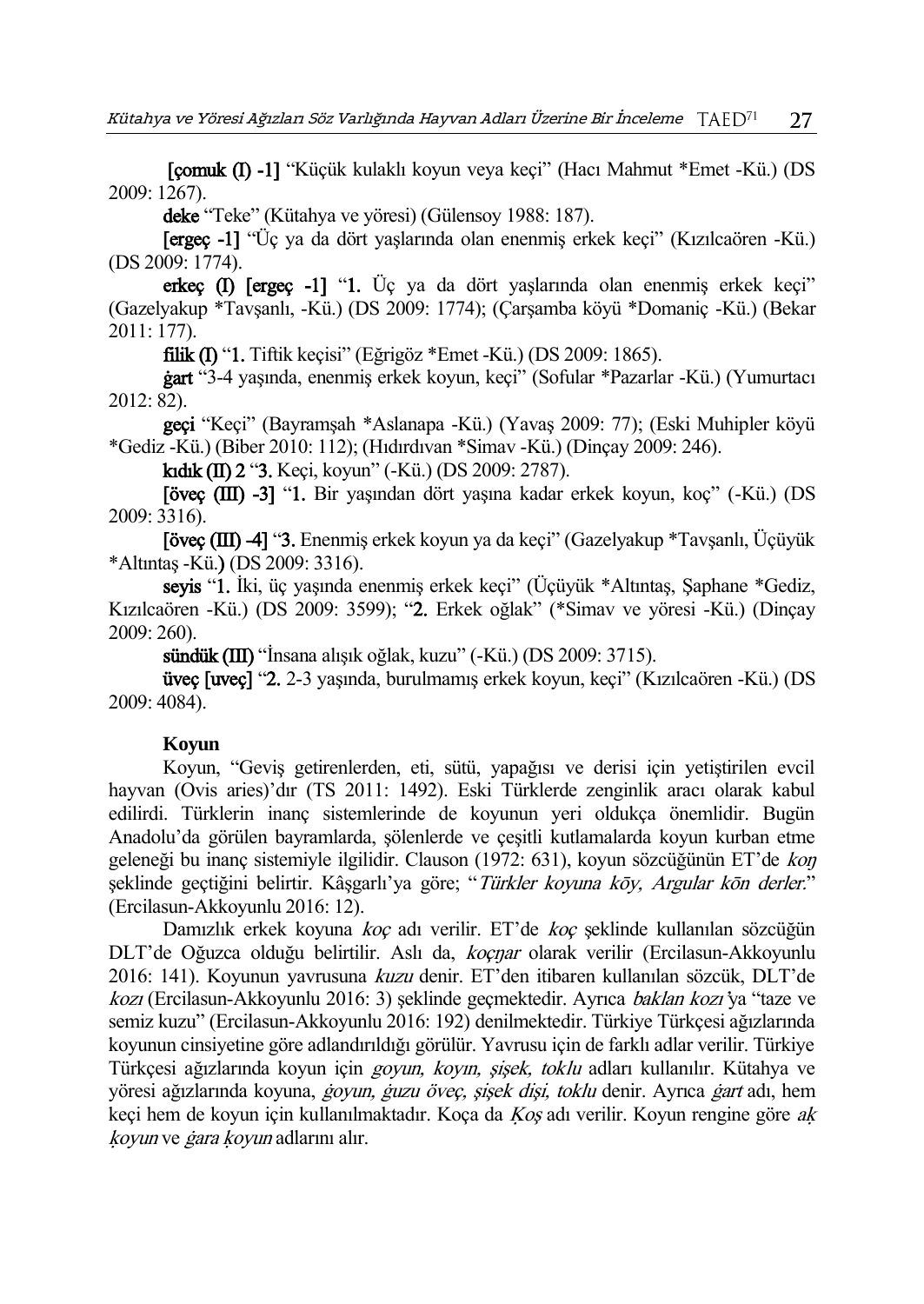**[çomuk (I) -1]** “Küçük kulaklı koyun veya keçi” (Hacı Mahmut *Emet -Kü.) (DS 2009: 1267).

**deke** “Teke” (Kütahya ve yöresi) (Gülensoy 1988: 187).

**[ergeç -1]** “Üç ya da dört yaşlarında olan enenmiş erkek keçi” (Kızılcaören -Kü.) (DS 2009: 1774).

**erkeç (I) [ergeç -1]** “**1.** Üç ya da dört yaşlarında olan enenmiş erkek keçi” (Gazelyakup *Tavşanlı, -Kü.) (DS 2009: 1774); (Çarşamba köyü *Domaniç -Kü.) (Bekar 2011: 177).

**filik (I)** “**1.** Tiftik keçisi” (Eğrigöz *Emet -Kü.) (DS 2009: 1865).

**ġart** “3-4 yaşında, enenmiş erkek koyun, keçi” (Sofular *Pazarlar -Kü.) (Yumurtacı 2012: 82).

**geçi** “Keçi” (Bayramşah *Aslanapa -Kü.) (Yavaş 2009: 77); (Eski Muhipler köyü *Gediz -Kü.) (Biber 2010: 112); (Hıdırdıvan *Simav -Kü.) (Dinçay 2009: 246).

**kıdık (II) 2** “**3.** Keçi, koyun” (-Kü.) (DS 2009: 2787).

**[öveç (III) -3]** “**1.** Bir yaşından dört yaşına kadar erkek koyun, koç” (-Kü.) (DS 2009: 3316).

**[öveç (III) -4]** “**3.** Enenmiş erkek koyun ya da keçi” (Gazelyakup *Tavşanlı, Üçüyük *Altıntaş -Kü.) (DS 2009: 3316).

**seyis** “**1.** İki, üç yaşında enenmiş erkek keçi” (Üçüyük *Altıntaş, Şaphane *Gediz, Kızılcaören -Kü.) (DS 2009: 3599); “**2.** Erkek oğlak” (*Simav ve yöresi -Kü.) (Dinçay 2009: 260).

**sündük (III)** “İnsana alışık oğlak, kuzu” (-Kü.) (DS 2009: 3715).

**üveç [uveç]** “**2.** 2-3 yaşında, burulmamış erkek koyun, keçi” (Kızılcaören -Kü.) (DS 2009: 4084).

**Koyun**

Koyun, “Geviş getirenlerden, eti, sütü, yapağısı ve derisi için yetiştirilen evcil hayvan (Ovis aries)’dır (TS 2011: 1492). Eski Türklerde zenginlik aracı olarak kabul edilirdi. Türklerin inanç sistemlerinde de koyunun yeri oldukça önemlidir. Bugün Anadolu’da görülen bayramlarda, şölenlerde ve çeşitli kutlamalarda koyun kurban etme geleneği bu inanç sistemiyle ilgilidir. Clauson (1972: 631), koyun sözcüğünün ET’de *koŋ* şeklinde geçtiğini belirtir. Kâşgarlı’ya göre; “*Türkler koyuna kōy, Argular kōn derler.*” (Ercilasun-Akkoyunlu 2016: 12).

Damızlık erkek koyuna *koç* adı verilir. ET’de *koç* şeklinde kullanılan sözcüğün DLT’de Oğuzca olduğu belirtilir. Aslı da, *koçŋar* olarak verilir (Ercilasun-Akkoyunlu 2016: 141). Koyunun yavrusuna *kuzu* denir. ET’den itibaren kullanılan sözcük, DLT’de *kozı* (Ercilasun-Akkoyunlu 2016: 3) şeklinde geçmektedir. Ayrıca *baklan kozı*’ya “taze ve semiz kuzu” (Ercilasun-Akkoyunlu 2016: 192) denilmektedir. Türkiye Türkçesi ağızlarında koyunun cinsiyetine göre adlandırıldığı görülür. Yavrusu için de farklı adlar verilir. Türkiye Türkçesi ağızlarında koyun için *goyun, koyın, şişek, toklu* adları kullanılır. Kütahya ve yöresi ağızlarında koyuna, *ġoyun, ġuzu öveç, şişek dişi, toklu* denir. Ayrıca *ġart* adı, hem keçi hem de koyun için kullanılmaktadır. Koça da *Ḳoş* adı verilir. Koyun rengine göre *aḳ ḳoyun* ve *ġara ḳoyun* adlarını alır.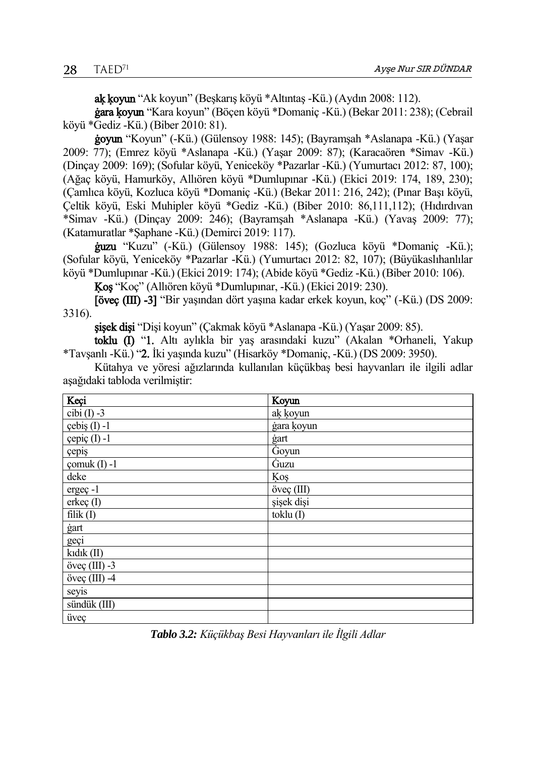**aḳ ḳoyun** “Ak koyun” (Beşkarış köyü *Altıntaş -Kü.) (Aydın 2008: 112).

**ġara ḳoyun** “Kara koyun” (Böçen köyü *Domaniç -Kü.) (Bekar 2011: 238); (Cebrail köyü *Gediz -Kü.) (Biber 2010: 81).

**ġoyun** “Koyun” (-Kü.) (Gülensoy 1988: 145); (Bayramşah *Aslanapa -Kü.) (Yaşar 2009: 77); (Emrez köyü *Aslanapa -Kü.) (Yaşar 2009: 87); (Karacaören *Simav -Kü.) (Dinçay 2009: 169); (Sofular köyü, Yeniceköy *Pazarlar -Kü.) (Yumurtacı 2012: 87, 100); (Ağaç köyü, Hamurköy, Allıören köyü *Dumlupınar -Kü.) (Ekici 2019: 174, 189, 230); (Çamlıca köyü, Kozluca köyü *Domaniç -Kü.) (Bekar 2011: 216, 242); (Pınar Başı köyü, Çeltik köyü, Eski Muhipler köyü *Gediz -Kü.) (Biber 2010: 86,111,112); (Hıdırdıvan *Simav -Kü.) (Dinçay 2009: 246); (Bayramşah *Aslanapa -Kü.) (Yavaş 2009: 77); (Katamuratlar *Şaphane -Kü.) (Demirci 2019: 117).

**ġuzu** “Kuzu” (-Kü.) (Gülensoy 1988: 145); (Gozluca köyü *Domaniç -Kü.); (Sofular köyü, Yeniceköy *Pazarlar -Kü.) (Yumurtacı 2012: 82, 107); (Büyükaslıhanlılar köyü *Dumlupınar -Kü.) (Ekici 2019: 174); (Abide köyü *Gediz -Kü.) (Biber 2010: 106).

**Ḳoş** “Koç” (Allıören köyü *Dumlupınar, -Kü.) (Ekici 2019: 230).

**[öveç (III) -3]** “Bir yaşından dört yaşına kadar erkek koyun, koç” (-Kü.) (DS 2009: 3316).

**şişek dişi** “Dişi koyun” (Çakmak köyü *Aslanapa -Kü.) (Yaşar 2009: 85).

**toklu (I)** “**1.** Altı aylıkla bir yaş arasındaki kuzu” (Akalan *Orhaneli, Yakup *Tavşanlı -Kü.) “**2.** İki yaşında kuzu” (Hisarköy *Domaniç, -Kü.) (DS 2009: 3950).

Kütahya ve yöresi ağızlarında kullanılan küçükbaş besi hayvanları ile ilgili adlar aşağıdaki tabloda verilmiştir:

| Keçi | Koyun |
|---|---|
| cibi (I) -3 | aḳ ḳoyun |
| çebiş (I) -1 | ġara ḳoyun |
| çepiç (I) -1 | ġart |
| çepiş | Ġoyun |
| çomuk (I) -1 | Ġuzu |
| deke | Ḳoş |
| ergeç -1 | öveç (III) |
| erkeç (I) | şişek dişi |
| filik (I) | toklu (I) |
| ġart | |
| geçi | |
| kıdık (II) | |
| öveç (III) -3 | |
| öveç (III) -4 | |
| seyis | |
| sündük (III) | |
| üveç | |

***Tablo 3.2:** Küçükbaş Besi Hayvanları ile İlgili Adlar*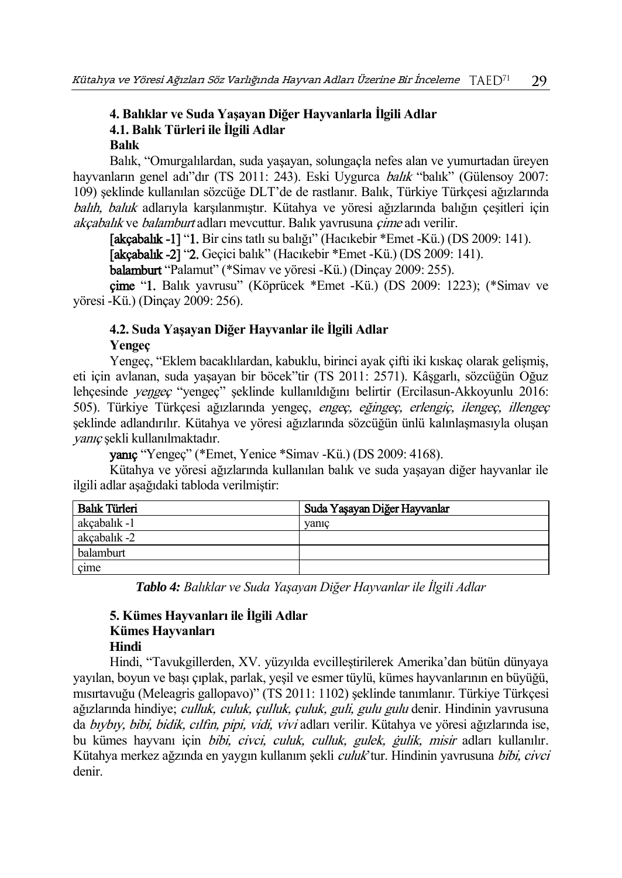### 4. Balıklar ve Suda Yaşayan Diğer Hayvanlarla İlgili Adlar

#### 4.1. Balık Türleri ile İlgili Adlar

**Balık**

Balık, "Omurgalılardan, suda yaşayan, solungaçla nefes alan ve yumurtadan üreyen hayvanların genel adı"dır (TS 2011: 243). Eski Uygurca *balık* "balık" (Gülensoy 2007: 109) şeklinde kullanılan sözcüğe DLT'de de rastlanır. Balık, Türkiye Türkçesi ağızlarında *balıh, baluk* adlarıyla karşılanmıştır. Kütahya ve yöresi ağızlarında balığın çeşitleri için *akçabalık* ve *balamburt* adları mevcuttur. Balık yavrusuna *çime* adı verilir.

**[akçabalık -1]** "**1.** Bir cins tatlı su balığı" (Hacıkebir *Emet -Kü.) (DS 2009: 141).

**[akçabalık -2]** "**2.** Geçici balık" (Hacıkebir *Emet -Kü.) (DS 2009: 141).

**balamburt** "Palamut" (*Simav ve yöresi -Kü.) (Dinçay 2009: 255).

**çime** "**1.** Balık yavrusu" (Köprücek *Emet -Kü.) (DS 2009: 1223); (*Simav ve yöresi -Kü.) (Dinçay 2009: 256).

#### 4.2. Suda Yaşayan Diğer Hayvanlar ile İlgili Adlar

**Yengeç**

Yengeç, "Eklem bacaklılardan, kabuklu, birinci ayak çifti iki kıskaç olarak gelişmiş, eti için avlanan, suda yaşayan bir böcek"tir (TS 2011: 2571). Kâşgarlı, sözcüğün Oğuz lehçesinde *yeŋgeç* "yengeç" şeklinde kullanıldığını belirtir (Ercilasun-Akkoyunlu 2016: 505). Türkiye Türkçesi ağızlarında yengeç, *engeç, eğingeç, erlengiç, ilengeç, illengeç* şeklinde adlandırılır. Kütahya ve yöresi ağızlarında sözcüğün ünlü kalınlaşmasıyla oluşan *yanıç* şekli kullanılmaktadır.

**yanıç** "Yengeç" (*Emet, Yenice *Simav -Kü.) (DS 2009: 4168).

Kütahya ve yöresi ağızlarında kullanılan balık ve suda yaşayan diğer hayvanlar ile ilgili adlar aşağıdaki tabloda verilmiştir:

| Balık Türleri | Suda Yaşayan Diğer Hayvanlar |
|---|---|
| akçabalık -1 | yanıç |
| akçabalık -2 | |
| balamburt | |
| çime | |

***Tablo 4:*** *Balıklar ve Suda Yaşayan Diğer Hayvanlar ile İlgili Adlar*

### 5. Kümes Hayvanları ile İlgili Adlar

**Kümes Hayvanları**

**Hindi**

Hindi, "Tavukgillerden, XV. yüzyılda evcilleştirilerek Amerika'dan bütün dünyaya yayılan, boyun ve başı çıplak, parlak, yeşil ve esmer tüylü, kümes hayvanlarının en büyüğü, mısırtavuğu (Meleagris gallopavo)" (TS 2011: 1102) şeklinde tanımlanır. Türkiye Türkçesi ağızlarında hindiye; *culluk, culuk, çulluk, çuluk, guli, gulu gulu* denir. Hindinin yavrusuna da *bıybıy, bibi, bidik, cılfin, pipi, vidi, vivi* adları verilir. Kütahya ve yöresi ağızlarında ise, bu kümes hayvanı için *bibi, civci, culuk, culluk, gulek, ġulik, misir* adları kullanılır. Kütahya merkez ağzında en yaygın kullanım şekli *culuk*'tur. Hindinin yavrusuna *bibi, civci* denir.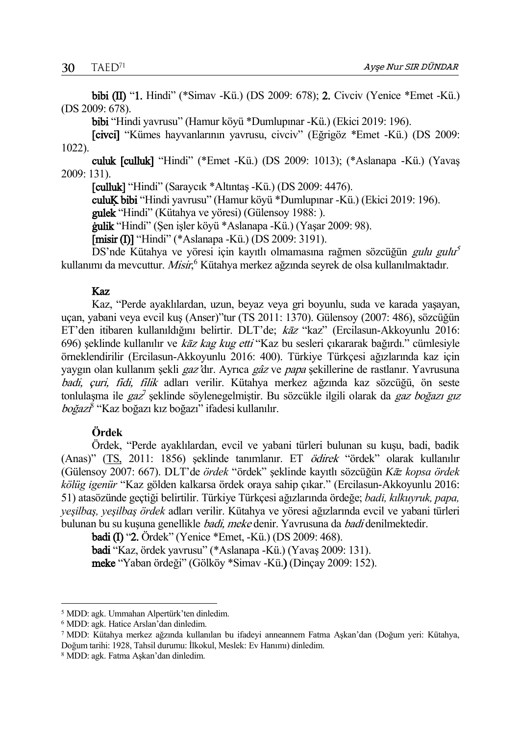**bibi (II)** "**1.** Hindi" (*Simav -Kü.) (DS 2009: 678); **2.** Civciv (Yenice *Emet -Kü.) (DS 2009: 678).

**bibi** "Hindi yavrusu" (Hamur köyü *Dumlupınar -Kü.) (Ekici 2019: 196).

**[civci]** "Kümes hayvanlarının yavrusu, civciv" (Eğrigöz *Emet -Kü.) (DS 2009: 1022).

**culuk [culluk]** "Hindi" (*Emet -Kü.) (DS 2009: 1013); (*Aslanapa -Kü.) (Yavaş 2009: 131).

**[culluk]** "Hindi" (Saraycık *Altıntaş -Kü.) (DS 2009: 4476).

**culuḳ bibi** "Hindi yavrusu" (Hamur köyü *Dumlupınar -Kü.) (Ekici 2019: 196).

**gulek** "Hindi" (Kütahya ve yöresi) (Gülensoy 1988: ).

**ġulik** "Hindi" (Şen işler köyü *Aslanapa -Kü.) (Yaşar 2009: 98).

**[misir (I)]** "Hindi" (*Aslanapa -Kü.) (DS 2009: 3191).

DS'nde Kütahya ve yöresi için kayıtlı olmamasına rağmen sözcüğün *gulu gulu*[5] kullanımı da mevcuttur. *Misir*,[6] Kütahya merkez ağzında seyrek de olsa kullanılmaktadır.

### Kaz

Kaz, "Perde ayaklılardan, uzun, beyaz veya gri boyunlu, suda ve karada yaşayan, uçan, yabani veya evcil kuş (Anser)"tur (TS 2011: 1370). Gülensoy (2007: 486), sözcüğün ET'den itibaren kullanıldığını belirtir. DLT'de; *kāz* "kaz" (Ercilasun-Akkoyunlu 2016: 696) şeklinde kullanılır ve *kāz kag kug etti* "Kaz bu sesleri çıkararak bağırdı." cümlesiyle örneklendirilir (Ercilasun-Akkoyunlu 2016: 400). Türkiye Türkçesi ağızlarında kaz için yaygın olan kullanım şekli *gaz*'dır. Ayrıca *gâz* ve *papa* şekillerine de rastlanır. Yavrusuna *badi, çuri, fidi, filik* adları verilir. Kütahya merkez ağzında kaz sözcüğü, ön seste tonlulaşma ile *gaz*[7] şeklinde söylenegelmiştir. Bu sözcükle ilgili olarak da *gaz boğazı gız boğazı*[8] "Kaz boğazı kız boğazı" ifadesi kullanılır.

### Ördek

Ördek, "Perde ayaklılardan, evcil ve yabani türleri bulunan su kuşu, badi, badik (Anas)" (TS, 2011: 1856) şeklinde tanımlanır. ET *ödirek* "ördek" olarak kullanılır (Gülensoy 2007: 667). DLT'de *ördek* "ördek" şeklinde kayıtlı sözcüğün *Kāz kopsa ördek kölüg igenür* "Kaz gölden kalkarsa ördek oraya sahip çıkar." (Ercilasun-Akkoyunlu 2016: 51) atasözünde geçtiği belirtilir. Türkiye Türkçesi ağızlarında ördeğe; *badi, kılkuyruk, papa, yeşilbaş, yeşilbaş ördek* adları verilir. Kütahya ve yöresi ağızlarında evcil ve yabani türleri bulunan bu su kuşuna genellikle *badi, meke* denir. Yavrusuna da *badi* denilmektedir.

**badi (I)** "**2.** Ördek" (Yenice *Emet, -Kü.) (DS 2009: 468).

**badi** "Kaz, ördek yavrusu" (*Aslanapa -Kü.) (Yavaş 2009: 131).

**meke** "Yaban ördeği" (Gölköy *Simav -Kü.) (Dinçay 2009: 152).

---

[5] MDD: agk. Ummahan Alpertürk'ten dinledim.

[6] MDD: agk. Hatice Arslan'dan dinledim.

[7] MDD: Kütahya merkez ağzında kullanılan bu ifadeyi anneannem Fatma Aşkan'dan (Doğum yeri: Kütahya, Doğum tarihi: 1928, Tahsil durumu: İlkokul, Meslek: Ev Hanımı) dinledim.

[8] MDD: agk. Fatma Aşkan'dan dinledim.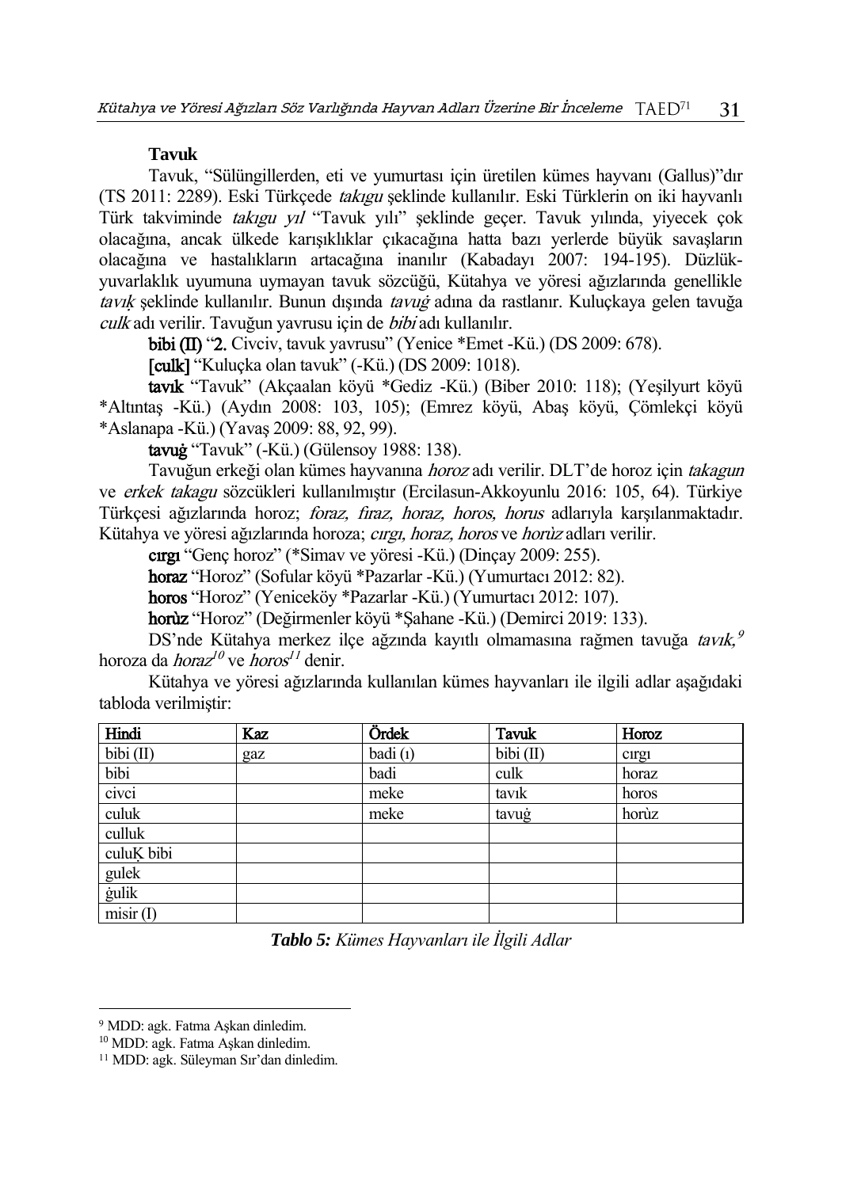**Tavuk**

Tavuk, "Sülüngillerden, eti ve yumurtası için üretilen kümes hayvanı (Gallus)"dır (TS 2011: 2289). Eski Türkçede *takıgu* şeklinde kullanılır. Eski Türklerin on iki hayvanlı Türk takviminde *takıgu yıl* "Tavuk yılı" şeklinde geçer. Tavuk yılında, yiyecek çok olacağına, ancak ülkede karışıklıklar çıkacağına hatta bazı yerlerde büyük savaşların olacağına ve hastalıkların artacağına inanılır (Kabadayı 2007: 194-195). Düzlük-yuvarlaklık uyumuna uymayan tavuk sözcüğü, Kütahya ve yöresi ağızlarında genellikle *tavıḳ* şeklinde kullanılır. Bunun dışında *tavuġ* adına da rastlanır. Kuluçkaya gelen tavuğa *culk* adı verilir. Tavuğun yavrusu için de *bibi* adı kullanılır.

**bibi (II)** "**2.** Civciv, tavuk yavrusu" (Yenice *Emet -Kü.) (DS 2009: 678).

**[culk]** "Kuluçka olan tavuk" (-Kü.) (DS 2009: 1018).

**tavık** "Tavuk" (Akçaalan köyü *Gediz -Kü.) (Biber 2010: 118); (Yeşilyurt köyü *Altıntaş -Kü.) (Aydın 2008: 103, 105); (Emrez köyü, Abaş köyü, Çömlekçi köyü *Aslanapa -Kü.) (Yavaş 2009: 88, 92, 99).

**tavuġ** "Tavuk" (-Kü.) (Gülensoy 1988: 138).

Tavuğun erkeği olan kümes hayvanına *horoz* adı verilir. DLT'de horoz için *takagun* ve *erkek takagu* sözcükleri kullanılmıştır (Ercilasun-Akkoyunlu 2016: 105, 64). Türkiye Türkçesi ağızlarında horoz; *foraz, firaz, horaz, horos, horus* adlarıyla karşılanmaktadır. Kütahya ve yöresi ağızlarında horoza; *cırgı, horaz, horos* ve *horùz* adları verilir.

**cırgı** "Genç horoz" (*Simav ve yöresi -Kü.) (Dinçay 2009: 255).

**horaz** "Horoz" (Sofular köyü *Pazarlar -Kü.) (Yumurtacı 2012: 82).

**horos** "Horoz" (Yeniceköy *Pazarlar -Kü.) (Yumurtacı 2012: 107).

**horùz** "Horoz" (Değirmenler köyü *Şahane -Kü.) (Demirci 2019: 133).

DS'nde Kütahya merkez ilçe ağzında kayıtlı olmamasına rağmen tavuğa *tavık,*[9] horoza da *horaz*[10] ve *horos*[11] denir.

Kütahya ve yöresi ağızlarında kullanılan kümes hayvanları ile ilgili adlar aşağıdaki tabloda verilmiştir:

| Hindi | Kaz | Ördek | Tavuk | Horoz |
|---|---|---|---|---|
| bibi (II) | gaz | badi (ı) | bibi (II) | cırgı |
| bibi | | badi | culk | horaz |
| civci | | meke | tavık | horos |
| culuk | | meke | tavuġ | horùz |
| culluk | | | | |
| culuḲ bibi | | | | |
| gulek | | | | |
| ġulik | | | | |
| misir (I) | | | | |

***Tablo 5:*** *Kümes Hayvanları ile İlgili Adlar*

---

[9] MDD: agk. Fatma Aşkan dinledim.

[10] MDD: agk. Fatma Aşkan dinledim.

[11] MDD: agk. Süleyman Sır'dan dinledim.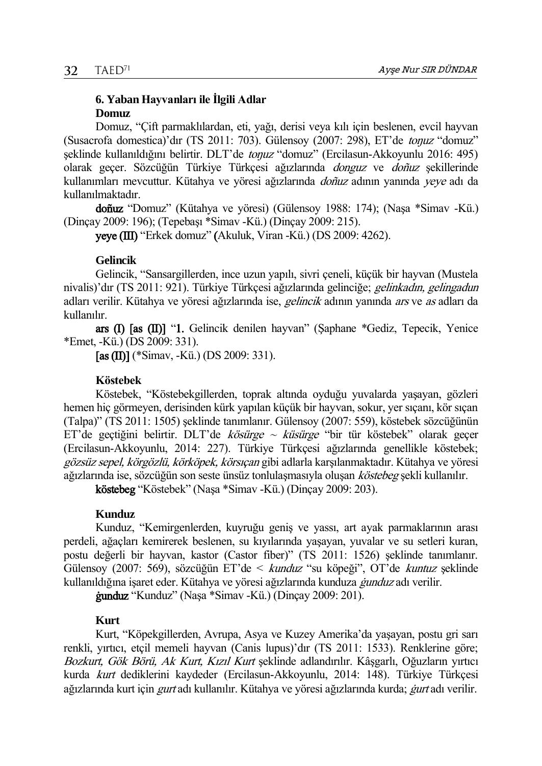### 6. Yaban Hayvanları ile İlgili Adlar

**Domuz**

Domuz, "Çift parmaklılardan, eti, yağı, derisi veya kılı için beslenen, evcil hayvan (Susacrofa domestica)'dır (TS 2011: 703). Gülensoy (2007: 298), ET'de *toŋuz* "domuz" şeklinde kullanıldığını belirtir. DLT'de *toŋuz* "domuz" (Ercilasun-Akkoyunlu 2016: 495) olarak geçer. Sözcüğün Türkiye Türkçesi ağızlarında *donguz* ve *doñuz* şekillerinde kullanımları mevcuttur. Kütahya ve yöresi ağızlarında *doñuz* adının yanında *yeye* adı da kullanılmaktadır.

**doñuz** "Domuz" (Kütahya ve yöresi) (Gülensoy 1988: 174); (Naşa *Simav -Kü.) (Dinçay 2009: 196); (Tepebaşı *Simav -Kü.) (Dinçay 2009: 215).

**yeye (III)** "Erkek domuz" (Akuluk, Viran -Kü.) (DS 2009: 4262).

**Gelincik**

Gelincik, "Sansargillerden, ince uzun yapılı, sivri çeneli, küçük bir hayvan (Mustela nivalis)'dır (TS 2011: 921). Türkiye Türkçesi ağızlarında gelinciğe; *gelinkadın, gelingadun* adları verilir. Kütahya ve yöresi ağızlarında ise, *gelincik* adının yanında *ars* ve *as* adları da kullanılır.

**ars (I) [as (II)]** "**1.** Gelincik denilen hayvan" (Şaphane *Gediz, Tepecik, Yenice *Emet, -Kü.) (DS 2009: 331).

**[as (II)]** (*Simav, -Kü.) (DS 2009: 331).

**Köstebek**

Köstebek, "Köstebekgillerden, toprak altında oyduğu yuvalarda yaşayan, gözleri hemen hiç görmeyen, derisinden kürk yapılan küçük bir hayvan, sokur, yer sıçanı, kör sıçan (Talpa)" (TS 2011: 1505) şeklinde tanımlanır. Gülensoy (2007: 559), köstebek sözcüğünün ET'de geçtiğini belirtir. DLT'de *kösürge ~ küsürge* "bir tür köstebek" olarak geçer (Ercilasun-Akkoyunlu, 2014: 227). Türkiye Türkçesi ağızlarında genellikle köstebek; *gözsüz sepel, körgözlü, körköpek, körsıçan* gibi adlarla karşılanmaktadır. Kütahya ve yöresi ağızlarında ise, sözcüğün son seste ünsüz tonlulaşmasıyla oluşan *köstebeg* şekli kullanılır.

**köstebeg** "Köstebek" (Naşa *Simav -Kü.) (Dinçay 2009: 203).

**Kunduz**

Kunduz, "Kemirgenlerden, kuyruğu geniş ve yassı, art ayak parmaklarının arası perdeli, ağaçları kemirerek beslenen, su kıyılarında yaşayan, yuvalar ve su setleri kuran, postu değerli bir hayvan, kastor (Castor fiber)" (TS 2011: 1526) şeklinde tanımlanır. Gülensoy (2007: 569), sözcüğün ET'de < *kunduz* "su köpeği", OT'de *kuntuz* şeklinde kullanıldığına işaret eder. Kütahya ve yöresi ağızlarında kunduza *ġunduz* adı verilir.

**ġunduz** "Kunduz" (Naşa *Simav -Kü.) (Dinçay 2009: 201).

**Kurt**

Kurt, "Köpekgillerden, Avrupa, Asya ve Kuzey Amerika'da yaşayan, postu gri sarı renkli, yırtıcı, etçil memeli hayvan (Canis lupus)'dır (TS 2011: 1533). Renklerine göre; *Bozkurt, Gök Börü, Ak Kurt, Kızıl Kurt* şeklinde adlandırılır. Kâşgarlı, Oğuzların yırtıcı kurda *kurt* dediklerini kaydeder (Ercilasun-Akkoyunlu, 2014: 148). Türkiye Türkçesi ağızlarında kurt için *gurt* adı kullanılır. Kütahya ve yöresi ağızlarında kurda; *ġurt* adı verilir.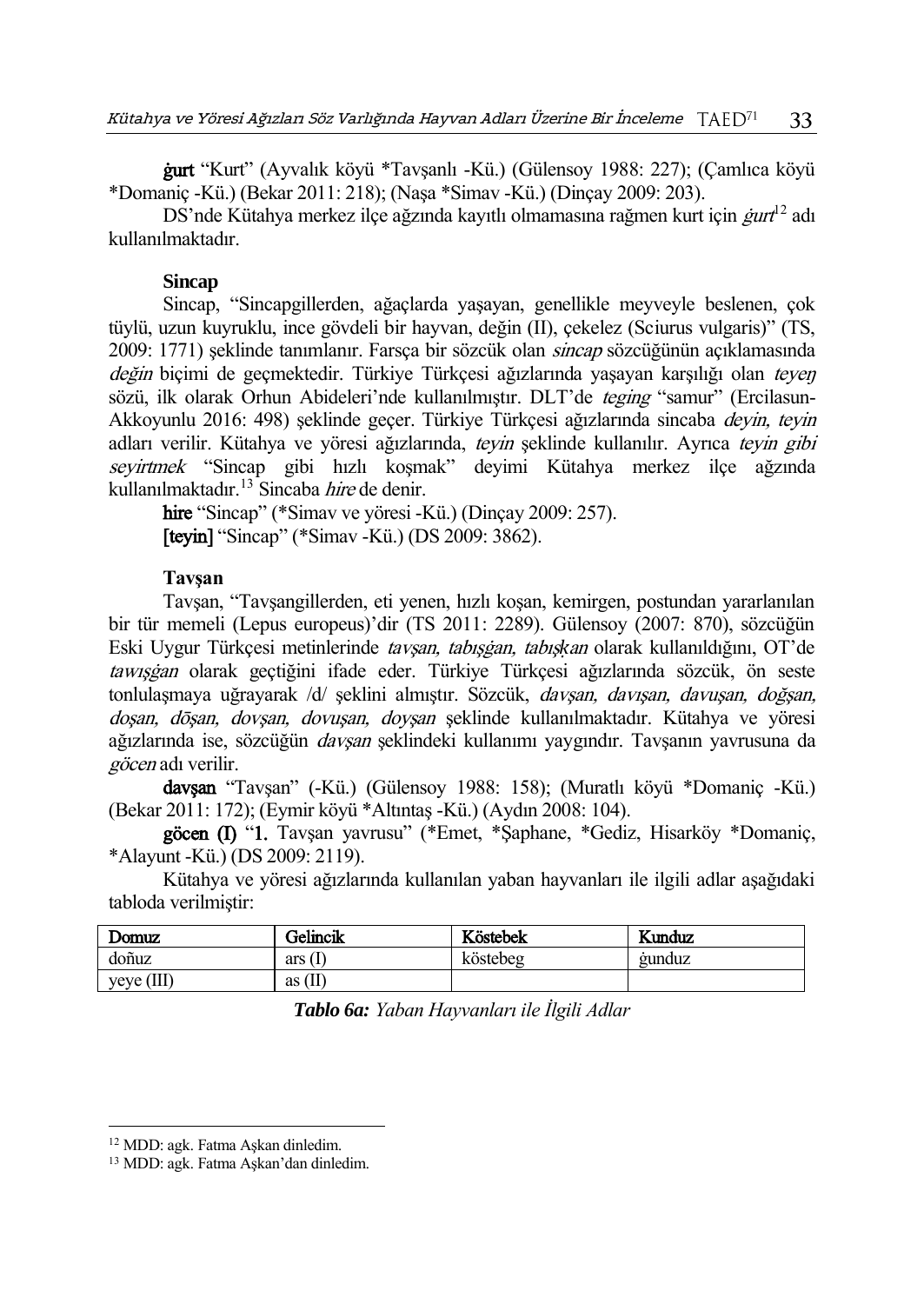**ġurt** “Kurt” (Ayvalık köyü *Tavşanlı -Kü.) (Gülensoy 1988: 227); (Çamlıca köyü *Domaniç -Kü.) (Bekar 2011: 218); (Naşa *Simav -Kü.) (Dinçay 2009: 203).

DS’nde Kütahya merkez ilçe ağzında kayıtlı olmamasına rağmen kurt için *ġurt*[12] adı kullanılmaktadır.

**Sincap**

Sincap, “Sincapgillerden, ağaçlarda yaşayan, genellikle meyveyle beslenen, çok tüylü, uzun kuyruklu, ince gövdeli bir hayvan, değin (II), çekelez (Sciurus vulgaris)” (TS, 2009: 1771) şeklinde tanımlanır. Farsça bir sözcük olan *sincap* sözcüğünün açıklamasında *değin* biçimi de geçmektedir. Türkiye Türkçesi ağızlarında yaşayan karşılığı olan *teyeŋ* sözü, ilk olarak Orhun Abideleri’nde kullanılmıştır. DLT’de *teging* “samur” (Ercilasun-Akkoyunlu 2016: 498) şeklinde geçer. Türkiye Türkçesi ağızlarında sincaba *deyin, teyin* adları verilir. Kütahya ve yöresi ağızlarında, *teyin* şeklinde kullanılır. Ayrıca *teyin gibi seyirtmek* “Sincap gibi hızlı koşmak” deyimi Kütahya merkez ilçe ağzında kullanılmaktadır.[13] Sincaba *hire* de denir.

**hire** “Sincap” (*Simav ve yöresi -Kü.) (Dinçay 2009: 257).

**[teyin]** “Sincap” (*Simav -Kü.) (DS 2009: 3862).

**Tavşan**

Tavşan, “Tavşangillerden, eti yenen, hızlı koşan, kemirgen, postundan yararlanılan bir tür memeli (Lepus europeus)’dir (TS 2011: 2289). Gülensoy (2007: 870), sözcüğün Eski Uygur Türkçesi metinlerinde *tavşan, tabışġan, tabışḳan* olarak kullanıldığını, OT’de *tawışġan* olarak geçtiğini ifade eder. Türkiye Türkçesi ağızlarında sözcük, ön seste tonlulaşmaya uğrayarak /d/ şeklini almıştır. Sözcük, *davşan, davışan, davuşan, doğşan, doşan, dōşan, dovşan, dovuşan, doyşan* şeklinde kullanılmaktadır. Kütahya ve yöresi ağızlarında ise, sözcüğün *davşan* şeklindeki kullanımı yaygındır. Tavşanın yavrusuna da *göcen* adı verilir.

**davşan** “Tavşan” (-Kü.) (Gülensoy 1988: 158); (Muratlı köyü *Domaniç -Kü.) (Bekar 2011: 172); (Eymir köyü *Altıntaş -Kü.) (Aydın 2008: 104).

**göcen (I)** “**1.** Tavşan yavrusu” (*Emet, *Şaphane, *Gediz, Hisarköy *Domaniç, *Alayunt -Kü.) (DS 2009: 2119).

Kütahya ve yöresi ağızlarında kullanılan yaban hayvanları ile ilgili adlar aşağıdaki tabloda verilmiştir:

| Domuz | Gelincik | Köstebek | Kunduz |
|---|---|---|---|
| doñuz | ars (I) | köstebeg | ġunduz |
| yeye (III) | as (II) | | |

***Tablo 6a:** Yaban Hayvanları ile İlgili Adlar*

[12] MDD: agk. Fatma Aşkan dinledim.

[13] MDD: agk. Fatma Aşkan’dan dinledim.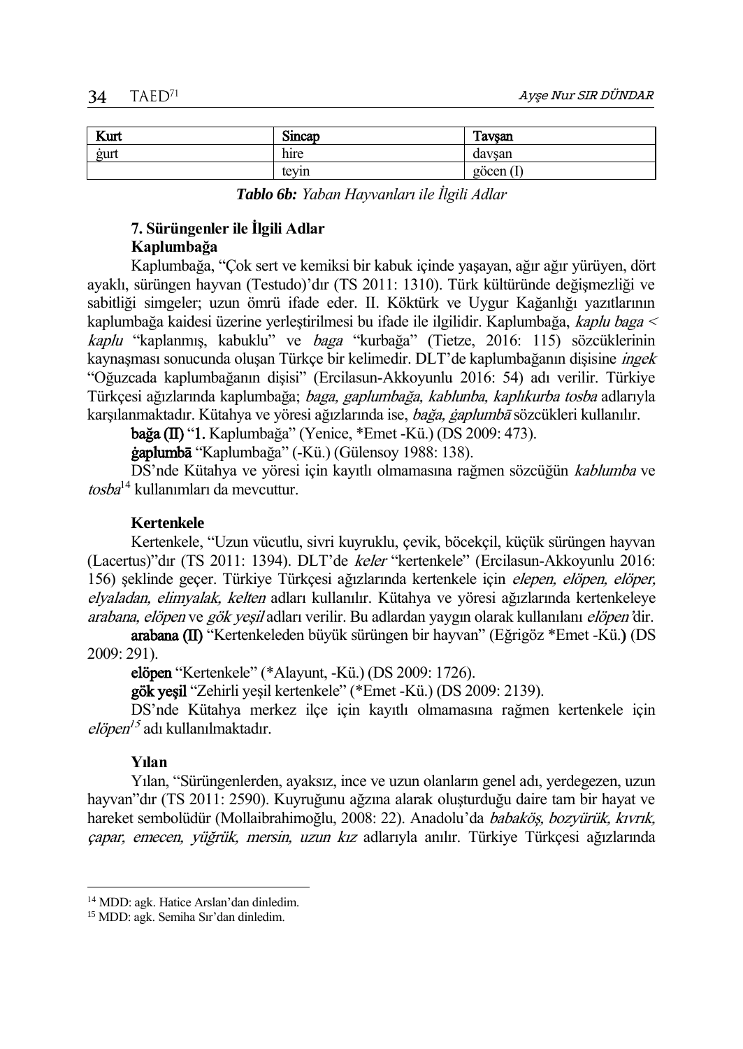| Kurt | Sincap | Tavşan |
| --- | --- | --- |
| ġurt | hire | davşan |
| | teyin | göcen (I) |

***Tablo 6b:*** *Yaban Hayvanları ile İlgili Adlar*

## 7. Sürüngenler ile İlgili Adlar

### Kaplumbağa

Kaplumbağa, "Çok sert ve kemiksi bir kabuk içinde yaşayan, ağır ağır yürüyen, dört ayaklı, sürüngen hayvan (Testudo)'dır (TS 2011: 1310). Türk kültüründe değişmezliği ve sabitliği simgeler; uzun ömrü ifade eder. II. Köktürk ve Uygur Kağanlığı yazıtlarının kaplumbağa kaidesi üzerine yerleştirilmesi bu ifade ile ilgilidir. Kaplumbağa, *kaplu baga* < *kaplu* "kaplanmış, kabuklu" ve *baga* "kurbağa" (Tietze, 2016: 115) sözcüklerinin kaynaşması sonucunda oluşan Türkçe bir kelimedir. DLT'de kaplumbağanın dişisine *ingek* "Oğuzcada kaplumbağanın dişisi" (Ercilasun-Akkoyunlu 2016: 54) adı verilir. Türkiye Türkçesi ağızlarında kaplumbağa; *baga, gaplumbağa, kablunba, kaplıkurba tosba* adlarıyla karşılanmaktadır. Kütahya ve yöresi ağızlarında ise, *bağa, ġaplumbā* sözcükleri kullanılır.

**bağa (II)** "**1.** Kaplumbağa" (Yenice, *Emet -Kü.) (DS 2009: 473).

**ġaplumbā** "Kaplumbağa" (-Kü.) (Gülensoy 1988: 138).

DS'nde Kütahya ve yöresi için kayıtlı olmamasına rağmen sözcüğün *kablumba* ve *tosba*[14] kullanımları da mevcuttur.

### Kertenkele

Kertenkele, "Uzun vücutlu, sivri kuyruklu, çevik, böcekçil, küçük sürüngen hayvan (Lacertus)"dır (TS 2011: 1394). DLT'de *keler* "kertenkele" (Ercilasun-Akkoyunlu 2016: 156) şeklinde geçer. Türkiye Türkçesi ağızlarında kertenkele için *elepen, elöpen, elöper, elyaladan, elimyalak, kelten* adları kullanılır. Kütahya ve yöresi ağızlarında kertenkeleye *arabana, elöpen* ve *gök yeşil* adları verilir. Bu adlardan yaygın olarak kullanılanı *elöpen*'dir.

**arabana (II)** "Kertenkeleden büyük sürüngen bir hayvan" (Eğrigöz *Emet -Kü.**)** (DS 2009: 291).

**elöpen** "Kertenkele" (*Alayunt, -Kü.) (DS 2009: 1726).

**gök yeşil** "Zehirli yeşil kertenkele" (*Emet -Kü.) (DS 2009: 2139).

DS'nde Kütahya merkez ilçe için kayıtlı olmamasına rağmen kertenkele için *elöpen*[15] adı kullanılmaktadır.

### Yılan

Yılan, "Sürüngenlerden, ayaksız, ince ve uzun olanların genel adı, yerdegezen, uzun hayvan"dır (TS 2011: 2590). Kuyruğunu ağzına alarak oluşturduğu daire tam bir hayat ve hareket sembolüdür (Mollaibrahimoğlu, 2008: 22). Anadolu'da *babaköş, bozyürük, kıvrık, çapar, emecen, yüğrük, mersin, uzun kız* adlarıyla anılır. Türkiye Türkçesi ağızlarında

---

[14] MDD: agk. Hatice Arslan'dan dinledim.

[15] MDD: agk. Semiha Sır'dan dinledim.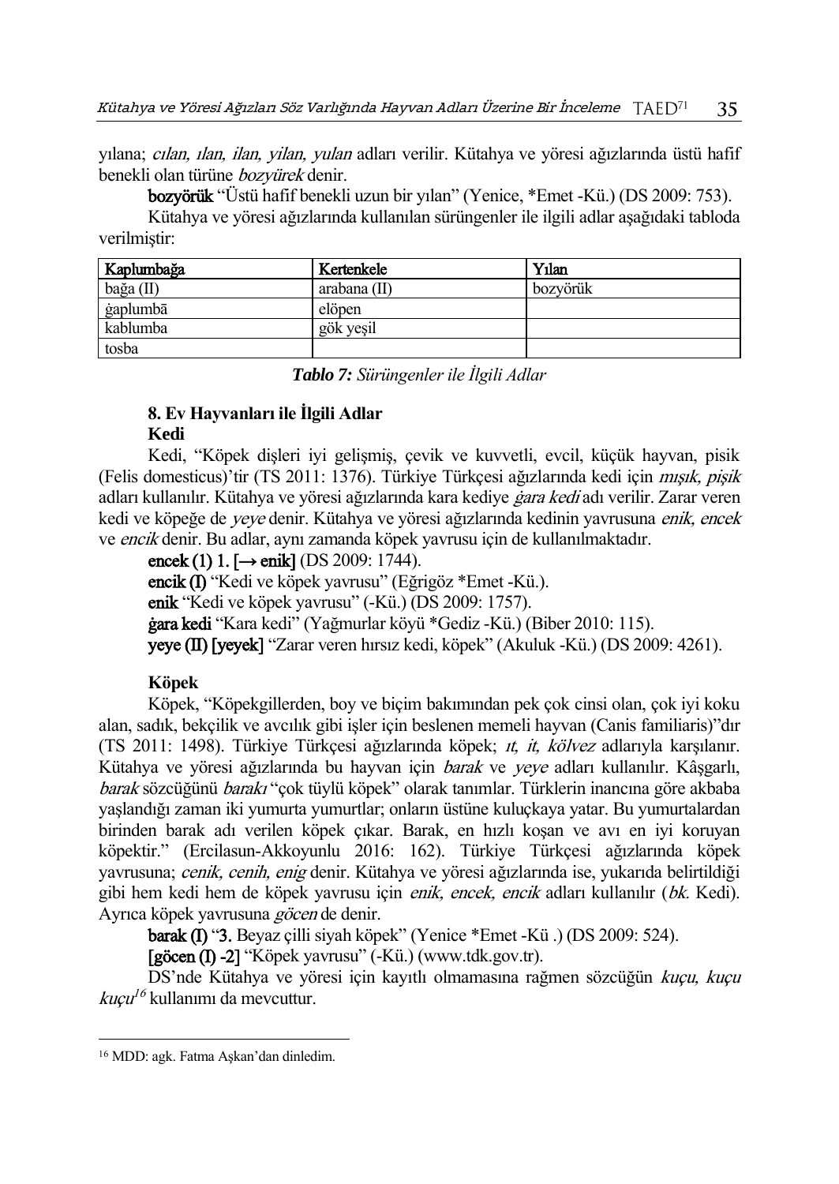yılana; *cılan, ılan, ilan, yilan, yulan* adları verilir. Kütahya ve yöresi ağızlarında üstü hafif benekli olan türüne *bozyürek* denir.

**bozyörük** "Üstü hafif benekli uzun bir yılan" (Yenice, *Emet -Kü.) (DS 2009: 753).

Kütahya ve yöresi ağızlarında kullanılan sürüngenler ile ilgili adlar aşağıdaki tabloda verilmiştir:

| Kaplumbağa | Kertenkele | Yılan |
|---|---|---|
| bağa (II) | arabana (II) | bozyörük |
| ġaplumbā | elöpen | |
| kablumba | gök yeşil | |
| tosba | | |

***Tablo 7:*** *Sürüngenler ile İlgili Adlar*

### 8. Ev Hayvanları ile İlgili Adlar

**Kedi**

Kedi, "Köpek dişleri iyi gelişmiş, çevik ve kuvvetli, evcil, küçük hayvan, pisik (Felis domesticus)'tir (TS 2011: 1376). Türkiye Türkçesi ağızlarında kedi için *mışık, pişik* adları kullanılır. Kütahya ve yöresi ağızlarında kara kediye *ġara kedi* adı verilir. Zarar veren kedi ve köpeğe de *yeye* denir. Kütahya ve yöresi ağızlarında kedinin yavrusuna *enik, encek* ve *encik* denir. Bu adlar, aynı zamanda köpek yavrusu için de kullanılmaktadır.

**encek (1) 1. [→ enik]** (DS 2009: 1744).

**encik (I)** "Kedi ve köpek yavrusu" (Eğrigöz *Emet -Kü.).

**enik** "Kedi ve köpek yavrusu" (-Kü.) (DS 2009: 1757).

**ġara kedi** "Kara kedi" (Yağmurlar köyü *Gediz -Kü.) (Biber 2010: 115).

**yeye (II) [yeyek]** "Zarar veren hırsız kedi, köpek" (Akuluk -Kü.) (DS 2009: 4261).

**Köpek**

Köpek, "Köpekgillerden, boy ve biçim bakımından pek çok cinsi olan, çok iyi koku alan, sadık, bekçilik ve avcılık gibi işler için beslenen memeli hayvan (Canis familiaris)"dır (TS 2011: 1498). Türkiye Türkçesi ağızlarında köpek; *ıt, it, kölvez* adlarıyla karşılanır. Kütahya ve yöresi ağızlarında bu hayvan için *barak* ve *yeye* adları kullanılır. Kâşgarlı, *barak* sözcüğünü *barakı* "çok tüylü köpek" olarak tanımlar. Türklerin inancına göre akbaba yaşlandığı zaman iki yumurta yumurtlar; onların üstüne kuluçkaya yatar. Bu yumurtalardan birinden barak adı verilen köpek çıkar. Barak, en hızlı koşan ve avı en iyi koruyan köpektir." (Ercilasun-Akkoyunlu 2016: 162). Türkiye Türkçesi ağızlarında köpek yavrusuna; *cenik, cenih, enig* denir. Kütahya ve yöresi ağızlarında ise, yukarıda belirtildiği gibi hem kedi hem de köpek yavrusu için *enik, encek, encik* adları kullanılır (*bk.* Kedi). Ayrıca köpek yavrusuna *göcen* de denir.

**barak (I)** "**3.** Beyaz çilli siyah köpek" (Yenice *Emet -Kü .) (DS 2009: 524).

**[göcen (I) -2]** "Köpek yavrusu" (-Kü.) (www.tdk.gov.tr).

DS'nde Kütahya ve yöresi için kayıtlı olmamasına rağmen sözcüğün *kuçu, kuçu kuçu*[16] kullanımı da mevcuttur.

---

[16] MDD: agk. Fatma Aşkan'dan dinledim.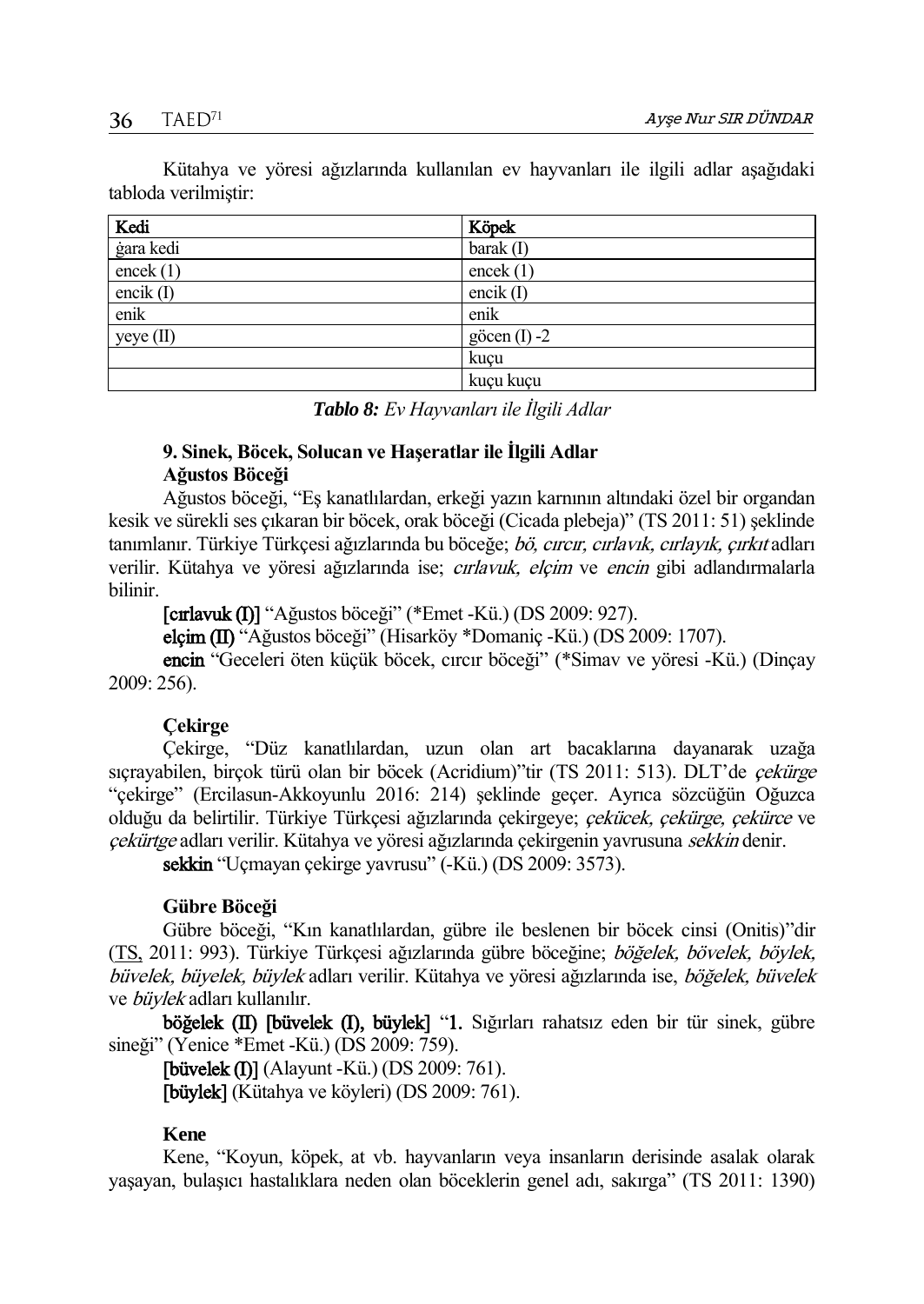Kütahya ve yöresi ağızlarında kullanılan ev hayvanları ile ilgili adlar aşağıdaki tabloda verilmiştir:

| Kedi | Köpek |
|---|---|
| ġara kedi | barak (I) |
| encek (1) | encek (1) |
| encik (I) | encik (I) |
| enik | enik |
| yeye (II) | göcen (I) -2 |
| | kuçu |
| | kuçu kuçu |

***Tablo 8:*** *Ev Hayvanları ile İlgili Adlar*

**9. Sinek, Böcek, Solucan ve Haşeratlar ile İlgili Adlar**

**Ağustos Böceği**

Ağustos böceği, "Eş kanatlılardan, erkeği yazın karnının altındaki özel bir organdan kesik ve sürekli ses çıkaran bir böcek, orak böceği (Cicada plebeja)" (TS 2011: 51) şeklinde tanımlanır. Türkiye Türkçesi ağızlarında bu böceğe; *bö, cırcır, cırlavık, cırlayık, çırkıt* adları verilir. Kütahya ve yöresi ağızlarında ise; *cırlavuk, elçim* ve *encin* gibi adlandırmalarla bilinir.

**[cırlavuk (I)]** "Ağustos böceği" (*Emet -Kü.) (DS 2009: 927).

**elçim (II)** "Ağustos böceği" (Hisarköy *Domaniç -Kü.) (DS 2009: 1707).

**encin** "Geceleri öten küçük böcek, cırcır böceği" (*Simav ve yöresi -Kü.) (Dinçay 2009: 256).

**Çekirge**

Çekirge, "Düz kanatlılardan, uzun olan art bacaklarına dayanarak uzağa sıçrayabilen, birçok türü olan bir böcek (Acridium)"tir (TS 2011: 513). DLT'de *çekürge* "çekirge" (Ercilasun-Akkoyunlu 2016: 214) şeklinde geçer. Ayrıca sözcüğün Oğuzca olduğu da belirtilir. Türkiye Türkçesi ağızlarında çekirgeye; *çekücek, çekürge, çekürce* ve *çekürtge* adları verilir. Kütahya ve yöresi ağızlarında çekirgenin yavrusuna *sekkin* denir.

**sekkin** "Uçmayan çekirge yavrusu" (-Kü.) (DS 2009: 3573).

**Gübre Böceği**

Gübre böceği, "Kın kanatlılardan, gübre ile beslenen bir böcek cinsi (Onitis)"dir (TS, 2011: 993). Türkiye Türkçesi ağızlarında gübre böceğine; *böğelek, bövelek, böylek, büvelek, büyelek, büylek* adları verilir. Kütahya ve yöresi ağızlarında ise, *böğelek, büvelek* ve *büylek* adları kullanılır.

**böğelek (II) [büvelek (I), büylek]** "**1.** Sığırları rahatsız eden bir tür sinek, gübre sineği" (Yenice *Emet -Kü.) (DS 2009: 759).

**[büvelek (I)]** (Alayunt -Kü.) (DS 2009: 761).

**[büylek]** (Kütahya ve köyleri) (DS 2009: 761).

**Kene**

Kene, "Koyun, köpek, at vb. hayvanların veya insanların derisinde asalak olarak yaşayan, bulaşıcı hastalıklara neden olan böceklerin genel adı, sakırga" (TS 2011: 1390)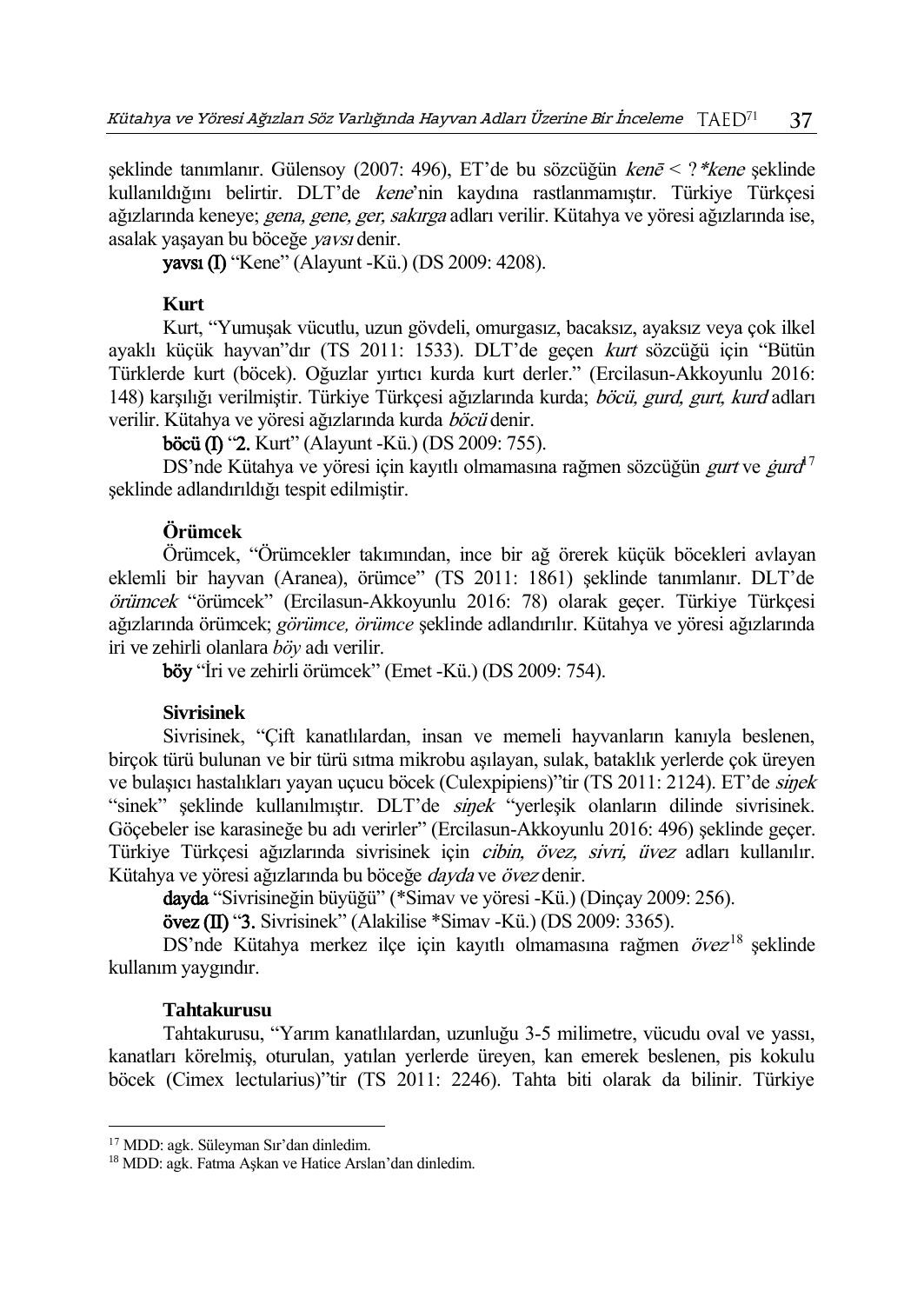şeklinde tanımlanır. Gülensoy (2007: 496), ET'de bu sözcüğün *kenē* < ?*\*kene* şeklinde kullanıldığını belirtir. DLT'de *kene*'nin kaydına rastlanmamıştır. Türkiye Türkçesi ağızlarında keneye; *gena, gene, ger, sakırga* adları verilir. Kütahya ve yöresi ağızlarında ise, asalak yaşayan bu böceğe *yavsı* denir.

**yavsı (I)** "Kene" (Alayunt -Kü.) (DS 2009: 4208).

**Kurt**

Kurt, "Yumuşak vücutlu, uzun gövdeli, omurgasız, bacaksız, ayaksız veya çok ilkel ayaklı küçük hayvan"dır (TS 2011: 1533). DLT'de geçen *kurt* sözcüğü için "Bütün Türklerde kurt (böcek). Oğuzlar yırtıcı kurda kurt derler." (Ercilasun-Akkoyunlu 2016: 148) karşılığı verilmiştir. Türkiye Türkçesi ağızlarında kurda; *böcü, gurd, gurt, kurd* adları verilir. Kütahya ve yöresi ağızlarında kurda *böcü* denir.

**böcü (I)** "**2.** Kurt" (Alayunt -Kü.) (DS 2009: 755).

DS'nde Kütahya ve yöresi için kayıtlı olmamasına rağmen sözcüğün *gurt* ve *ġurd*[17] şeklinde adlandırıldığı tespit edilmiştir.

**Örümcek**

Örümcek, "Örümcekler takımından, ince bir ağ örerek küçük böcekleri avlayan eklemli bir hayvan (Aranea), örümce" (TS 2011: 1861) şeklinde tanımlanır. DLT'de *örümcek* "örümcek" (Ercilasun-Akkoyunlu 2016: 78) olarak geçer. Türkiye Türkçesi ağızlarında örümcek; *görümce, örümce* şeklinde adlandırılır. Kütahya ve yöresi ağızlarında iri ve zehirli olanlara *böy* adı verilir.

**böy** "İri ve zehirli örümcek" (Emet -Kü.) (DS 2009: 754).

**Sivrisinek**

Sivrisinek, "Çift kanatlılardan, insan ve memeli hayvanların kanıyla beslenen, birçok türü bulunan ve bir türü sıtma mikrobu aşılayan, sulak, bataklık yerlerde çok üreyen ve bulaşıcı hastalıkları yayan uçucu böcek (Culexpipiens)"tir (TS 2011: 2124). ET'de *siŋek* "sinek" şeklinde kullanılmıştır. DLT'de *siŋek* "yerleşik olanların dilinde sivrisinek. Göçebeler ise karasineğe bu adı verirler" (Ercilasun-Akkoyunlu 2016: 496) şeklinde geçer. Türkiye Türkçesi ağızlarında sivrisinek için *cibin, övez, sivri, üvez* adları kullanılır. Kütahya ve yöresi ağızlarında bu böceğe *dayda* ve *övez* denir.

**dayda** "Sivrisineğin büyüğü" (\*Simav ve yöresi -Kü.) (Dinçay 2009: 256).

**övez (II)** "**3.** Sivrisinek" (Alakilise \*Simav -Kü.) (DS 2009: 3365).

DS'nde Kütahya merkez ilçe için kayıtlı olmamasına rağmen *övez*[18] şeklinde kullanım yaygındır.

**Tahtakurusu**

Tahtakurusu, "Yarım kanatlılardan, uzunluğu 3-5 milimetre, vücudu oval ve yassı, kanatları körelmiş, oturulan, yatılan yerlerde üreyen, kan emerek beslenen, pis kokulu böcek (Cimex lectularius)"tir (TS 2011: 2246). Tahta biti olarak da bilinir. Türkiye

---

[17] MDD: agk. Süleyman Sır'dan dinledim.

[18] MDD: agk. Fatma Aşkan ve Hatice Arslan'dan dinledim.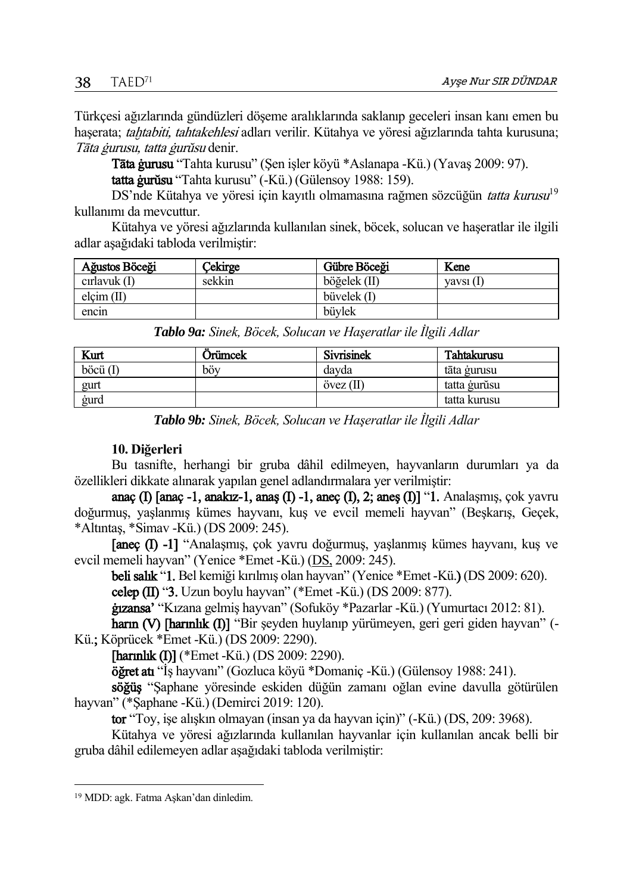Türkçesi ağızlarında gündüzleri döşeme aralıklarında saklanıp geceleri insan kanı emen bu haşerata; *taḫtabiti, tahtakehlesi* adları verilir. Kütahya ve yöresi ağızlarında tahta kurusuna; *Tāta ġurusu, tatta ġurŭsu* denir.

**Tāta ġurusu** "Tahta kurusu" (Şen işler köyü *Aslanapa -Kü.) (Yavaş 2009: 97).

**tatta ġurŭsu** "Tahta kurusu" (-Kü.) (Gülensoy 1988: 159).

DS'nde Kütahya ve yöresi için kayıtlı olmamasına rağmen sözcüğün *tatta kurusu*[19] kullanımı da mevcuttur.

Kütahya ve yöresi ağızlarında kullanılan sinek, böcek, solucan ve haşeratlar ile ilgili adlar aşağıdaki tabloda verilmiştir:

| Ağustos Böceği | Çekirge | Gübre Böceği | Kene |
|---|---|---|---|
| cırlavuk (I) | sekkin | böğelek (II) | yavsı (I) |
| elçim (II) | | büvelek (I) | |
| encin | | büylek | |

***Tablo 9a:*** *Sinek, Böcek, Solucan ve Haşeratlar ile İlgili Adlar*

| Kurt | Örümcek | Sivrisinek | Tahtakurusu |
|---|---|---|---|
| böcü (I) | böy | dayda | tāta ġurusu |
| gurt | | övez (II) | tatta ġurŭsu |
| ġurd | | | tatta kurusu |

***Tablo 9b:*** *Sinek, Böcek, Solucan ve Haşeratlar ile İlgili Adlar*

### 10. Diğerleri

Bu tasnifte, herhangi bir gruba dâhil edilmeyen, hayvanların durumları ya da özellikleri dikkate alınarak yapılan genel adlandırmalara yer verilmiştir:

**anaç (I) [anaç -1, anakız-1, anaş (I) -1, aneç (I), 2; aneş (I)]** "**1.** Analaşmış, çok yavru doğurmuş, yaşlanmış kümes hayvanı, kuş ve evcil memeli hayvan" (Beşkarış, Geçek, *Altıntaş, *Simav -Kü.) (DS 2009: 245).

**[aneç (I) -1]** "Analaşmış, çok yavru doğurmuş, yaşlanmış kümes hayvanı, kuş ve evcil memeli hayvan" (Yenice *Emet -Kü.) (DS, 2009: 245).

**beli salık** "**1.** Bel kemiği kırılmış olan hayvan" (Yenice *Emet -Kü.) (DS 2009: 620).

**celep (II)** "**3.** Uzun boylu hayvan" (*Emet -Kü.) (DS 2009: 877).

**ġızansa'** "Kızana gelmiş hayvan" (Sofuköy *Pazarlar -Kü.) (Yumurtacı 2012: 81).

**harın (V) [harınlık (I)]** "Bir şeyden huylanıp yürümeyen, geri geri giden hayvan" (-Kü.; Köprücek *Emet -Kü.) (DS 2009: 2290).

**[harınlık (I)]** (*Emet -Kü.) (DS 2009: 2290).

**öğret atı** "İş hayvanı" (Gozluca köyü *Domaniç -Kü.) (Gülensoy 1988: 241).

**söğüş** "Şaphane yöresinde eskiden düğün zamanı oğlan evine davulla götürülen hayvan" (*Şaphane -Kü.) (Demirci 2019: 120).

**tor** "Toy, işe alışkın olmayan (insan ya da hayvan için)" (-Kü.) (DS, 209: 3968).

Kütahya ve yöresi ağızlarında kullanılan hayvanlar için kullanılan ancak belli bir gruba dâhil edilemeyen adlar aşağıdaki tabloda verilmiştir:

---

[19] MDD: agk. Fatma Aşkan'dan dinledim.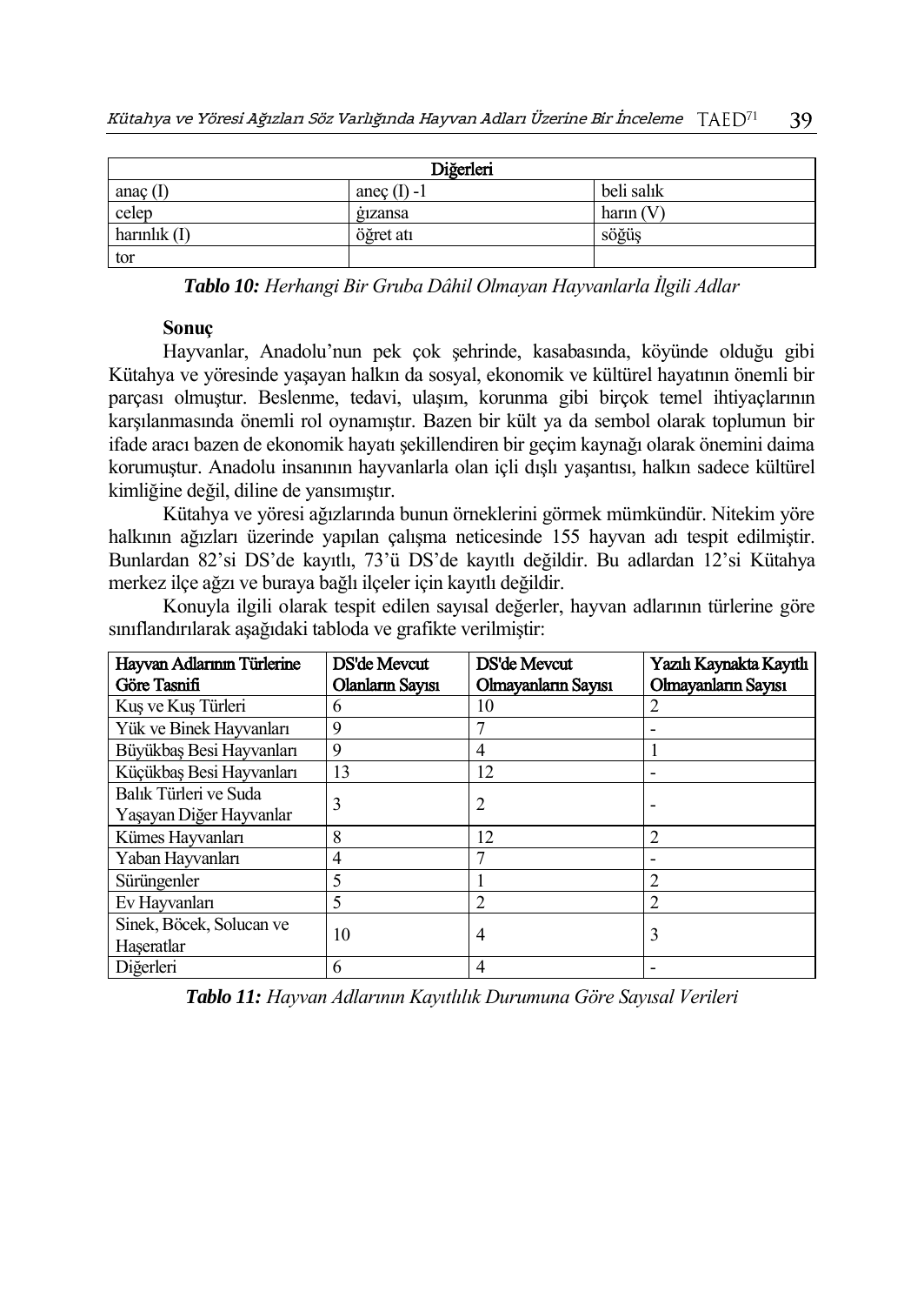| Diğerleri | | |
|---|---|---|
| anaç (I) | aneç (I) -1 | beli salık |
| celep | ġızansa | harın (V) |
| harınlık (I) | öğret atı | söğüş |
| tor | | |

***Tablo 10:*** *Herhangi Bir Gruba Dâhil Olmayan Hayvanlarla İlgili Adlar*

**Sonuç**

Hayvanlar, Anadolu'nun pek çok şehrinde, kasabasında, köyünde olduğu gibi Kütahya ve yöresinde yaşayan halkın da sosyal, ekonomik ve kültürel hayatının önemli bir parçası olmuştur. Beslenme, tedavi, ulaşım, korunma gibi birçok temel ihtiyaçlarının karşılanmasında önemli rol oynamıştır. Bazen bir kült ya da sembol olarak toplumun bir ifade aracı bazen de ekonomik hayatı şekillendiren bir geçim kaynağı olarak önemini daima korumuştur. Anadolu insanının hayvanlarla olan içli dışlı yaşantısı, halkın sadece kültürel kimliğine değil, diline de yansımıştır.

Kütahya ve yöresi ağızlarında bunun örneklerini görmek mümkündür. Nitekim yöre halkının ağızları üzerinde yapılan çalışma neticesinde 155 hayvan adı tespit edilmiştir. Bunlardan 82'si DS'de kayıtlı, 73'ü DS'de kayıtlı değildir. Bu adlardan 12'si Kütahya merkez ilçe ağzı ve buraya bağlı ilçeler için kayıtlı değildir.

Konuyla ilgili olarak tespit edilen sayısal değerler, hayvan adlarının türlerine göre sınıflandırılarak aşağıdaki tabloda ve grafikte verilmiştir:

| Hayvan Adlarının Türlerine Göre Tasnifi | DS'de Mevcut Olanların Sayısı | DS'de Mevcut Olmayanların Sayısı | Yazılı Kaynakta Kayıtlı Olmayanların Sayısı |
|---|---|---|---|
| Kuş ve Kuş Türleri | 6 | 10 | 2 |
| Yük ve Binek Hayvanları | 9 | 7 | - |
| Büyükbaş Besi Hayvanları | 9 | 4 | 1 |
| Küçükbaş Besi Hayvanları | 13 | 12 | - |
| Balık Türleri ve Suda Yaşayan Diğer Hayvanlar | 3 | 2 | - |
| Kümes Hayvanları | 8 | 12 | 2 |
| Yaban Hayvanları | 4 | 7 | - |
| Sürüngenler | 5 | 1 | 2 |
| Ev Hayvanları | 5 | 2 | 2 |
| Sinek, Böcek, Solucan ve Haşeratlar | 10 | 4 | 3 |
| Diğerleri | 6 | 4 | - |

***Tablo 11:*** *Hayvan Adlarının Kayıtlılık Durumuna Göre Sayısal Verileri*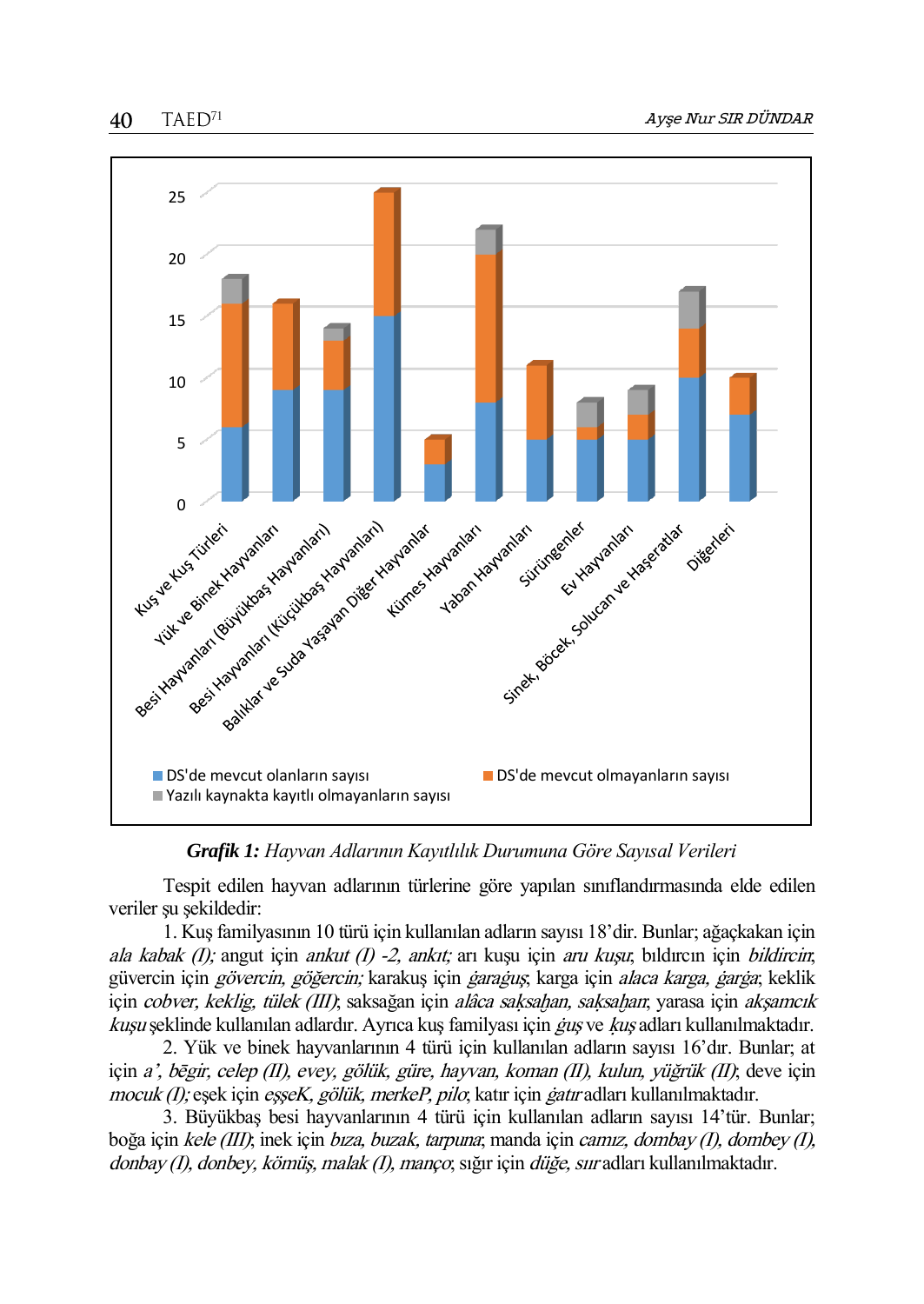**Grafik 1:** *Hayvan Adlarının Kayıtlılık Durumuna Göre Sayısal Verileri*

Tespit edilen hayvan adlarının türlerine göre yapılan sınıflandırmasında elde edilen veriler şu şekildedir:

1. Kuş familyasının 10 türü için kullanılan adların sayısı 18'dir. Bunlar; ağaçkakan için *ala kabak (I);* angut için *ankut (I) -2, ankıt;* arı kuşu için *aru kuşu*, bıldırcın için *bildircin*, güvercin için *gövercin, göğercin;* karakuş için *ġaraġuş*, karga için *alaca karga, ġarġa*, keklik için *cobver, keklig, tülek (III)*; saksağan için *alâca saḳsaḫan, saḳsaḫan*, yarasa için *akşamcık kuşu* şeklinde kullanılan adlardır. Ayrıca kuş familyası için *ġuş* ve *ḳuş* adları kullanılmaktadır.

2. Yük ve binek hayvanlarının 4 türü için kullanılan adların sayısı 16'dır. Bunlar; at için *a', bēgir, celep (II), evey, gölük, güre, hayvan, koman (II), kulun, yüğrük (II)*; deve için *mocuk (I);* eşek için *eşşeK, gölük, merkeP, pilo*, katır için *ġatır* adları kullanılmaktadır.

3. Büyükbaş besi hayvanlarının 4 türü için kullanılan adların sayısı 14'tür. Bunlar; boğa için *kele (III)*; inek için *bıza, buzak, tarpuna*; manda için *camız, dombay (I), dombey (I), donbay (I), donbey, kömüş, malak (I), manço*, sığır için *düğe, sıır* adları kullanılmaktadır.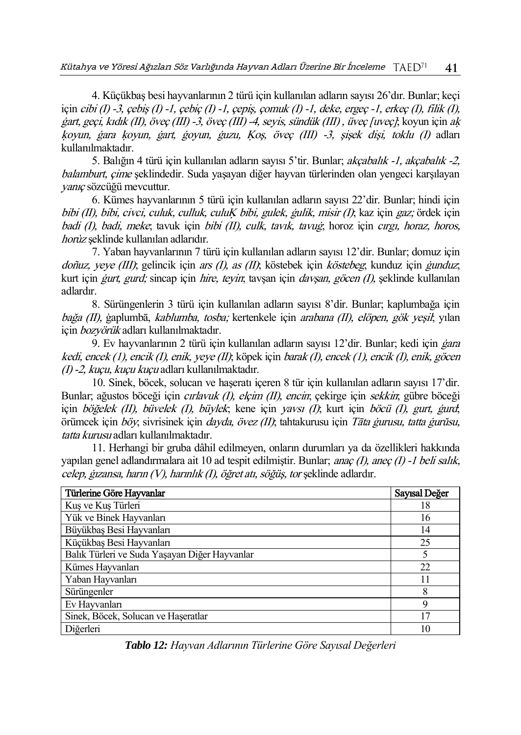4. Küçükbaş besi hayvanlarının 2 türü için kullanılan adların sayısı 26'dır. Bunlar; keçi için *cibi (I) -3, çebiş (I) -1, çebiç (I) -1, çepiş, çomuk (I) -1, deke, ergeç -1, erkeç (I), filik (I), ġart, geçi, kıdık (II), öveç (III) -3, öveç (III) -4, seyis, sündük (III) , üveç [uveç]*; koyun için *aḳ ḳoyun, ġara ḳoyun, ġart, ġoyun, ġuzu, Ḳoş, öveç (III) -3, şişek dişi, toklu (I)* adları kullanılmaktadır.

5. Balığın 4 türü için kullanılan adların sayısı 5'tir. Bunlar; *akçabalık -1, akçabalık -2, balamburt, çime* şeklindedir. Suda yaşayan diğer hayvan türlerinden olan yengeci karşılayan *yanıç* sözcüğü mevcuttur.

6. Kümes hayvanlarının 5 türü için kullanılan adların sayısı 22'dir. Bunlar; hindi için *bibi (II), bibi, civci, culuk, culluk, culuḲ bibi, gulek, ġulik, misir (I)*; kaz için *gaz;* ördek için *badi (I), badi, meke*; tavuk için *bibi (II), culk, tavık, tavuġ*; horoz için *cırgı, horaz, horos, horŭz* şeklinde kullanılan adlarıdır.

7. Yaban hayvanlarının 7 türü için kullanılan adların sayısı 12'dir. Bunlar; domuz için *doñuz, yeye (III)*; gelincik için *ars (I), as (II)*; köstebek için *köstebeg*; kunduz için *ġunduz*; kurt için *ġurt, gurd;* sincap için *hire, teyin*; tavşan için *davşan, göcen (I),* şeklinde kullanılan adlardır.

8. Sürüngenlerin 3 türü için kullanılan adların sayısı 8'dir. Bunlar; kaplumbağa için *bağa (II),* ġaplumbā, *kablumba, tosba;* kertenkele için *arabana (II), elöpen, gök yeşil*; yılan için *bozyörük* adları kullanılmaktadır.

9. Ev hayvanlarının 2 türü için kullanılan adların sayısı 12'dir. Bunlar; kedi için *ġara kedi, encek (1), encik (I), enik, yeye (II)*; köpek için *barak (I), encek (1), encik (I), enik, göcen (I) -2, kuçu, kuçu kuçu* adları kullanılmaktadır.

10. Sinek, böcek, solucan ve haşeratı içeren 8 tür için kullanılan adların sayısı 17'dir. Bunlar; ağustos böceği için *cırlavuk (I), elçim (II), encin*; çekirge için *sekkin*; gübre böceği için *böğelek (II), büvelek (I), büylek*; kene için *yavsı (I)*; kurt için *böcü (I), gurt, ġurd*; örümcek için *böy*; sivrisinek için *dayda, övez (II)*; tahtakurusu için *Tāta ġurusu, tatta ġurŭsu, tatta kurusu* adları kullanılmaktadır.

11. Herhangi bir gruba dâhil edilmeyen, onların durumları ya da özellikleri hakkında yapılan genel adlandırmalara ait 10 ad tespit edilmiştir. Bunlar; *anaç (I), aneç (I) -1 beli salık, celep, ġızansa, harın (V), harınlık (I), öğret atı, söğüş, tor* şeklinde adlardır.

| Türlerine Göre Hayvanlar | Sayısal Değer |
|---|---|
| Kuş ve Kuş Türleri | 18 |
| Yük ve Binek Hayvanları | 16 |
| Büyükbaş Besi Hayvanları | 14 |
| Küçükbaş Besi Hayvanları | 25 |
| Balık Türleri ve Suda Yaşayan Diğer Hayvanlar | 5 |
| Kümes Hayvanları | 22 |
| Yaban Hayvanları | 11 |
| Sürüngenler | 8 |
| Ev Hayvanları | 9 |
| Sinek, Böcek, Solucan ve Haşeratlar | 17 |
| Diğerleri | 10 |

***Tablo 12:*** *Hayvan Adlarının Türlerine Göre Sayısal Değerleri*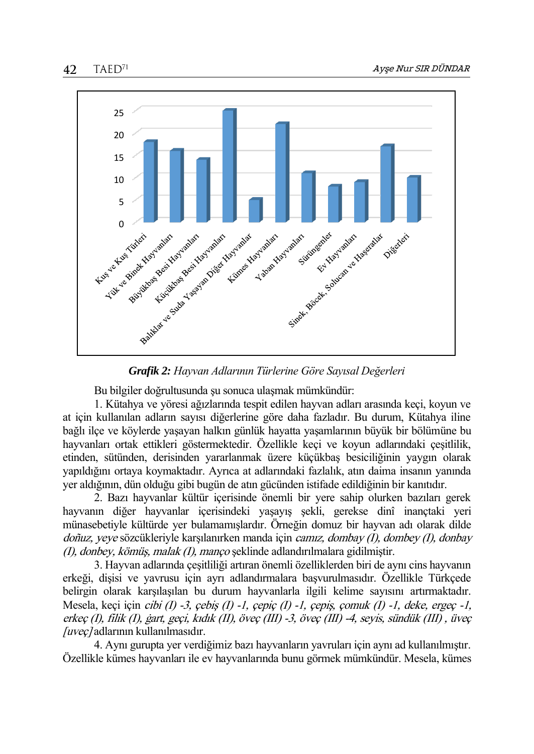**Grafik 2:** *Hayvan Adlarının Türlerine Göre Sayısal Değerleri*

Bu bilgiler doğrultusunda şu sonuca ulaşmak mümkündür:

1. Kütahya ve yöresi ağızlarında tespit edilen hayvan adları arasında keçi, koyun ve at için kullanılan adların sayısı diğerlerine göre daha fazladır. Bu durum, Kütahya iline bağlı ilçe ve köylerde yaşayan halkın günlük hayatta yaşamlarının büyük bir bölümüne bu hayvanları ortak ettikleri göstermektedir. Özellikle keçi ve koyun adlarındaki çeşitlilik, etinden, sütünden, derisinden yararlanmak üzere küçükbaş besiciliğinin yaygın olarak yapıldığını ortaya koymaktadır. Ayrıca at adlarındaki fazlalık, atın daima insanın yanında yer aldığının, dün olduğu gibi bugün de atın gücünden istifade edildiğinin bir kanıtıdır.

2. Bazı hayvanlar kültür içerisinde önemli bir yere sahip olurken bazıları gerek hayvanın diğer hayvanlar içerisindeki yaşayış şekli, gerekse dinî inançtaki yeri münasebetiyle kültürde yer bulamamışlardır. Örneğin domuz bir hayvan adı olarak dilde *doñuz, yeye* sözcükleriyle karşılanırken manda için *camız, dombay (I), dombey (I), donbay (I), donbey, kömüş, malak (I), manço* şeklinde adlandırılmalara gidilmiştir.

3. Hayvan adlarında çeşitliliği artıran önemli özelliklerden biri de aynı cins hayvanın erkeği, dişisi ve yavrusu için ayrı adlandırmalara başvurulmasıdır. Özellikle Türkçede belirgin olarak karşılaşılan bu durum hayvanlarla ilgili kelime sayısını artırmaktadır. Mesela, keçi için *cibi (I) -3, çebiş (I) -1, çepiç (I) -1, çepiş, çomuk (I) -1, deke, ergeç -1, erkeç (I), filik (I), ġart, geçi, kıdık (II), öveç (III) -3, öveç (III) -4, seyis, sündük (III) , üveç [uveç]* adlarının kullanılmasıdır.

4. Aynı gurupta yer verdiğimiz bazı hayvanların yavruları için aynı ad kullanılmıştır. Özellikle kümes hayvanları ile ev hayvanlarında bunu görmek mümkündür. Mesela, kümes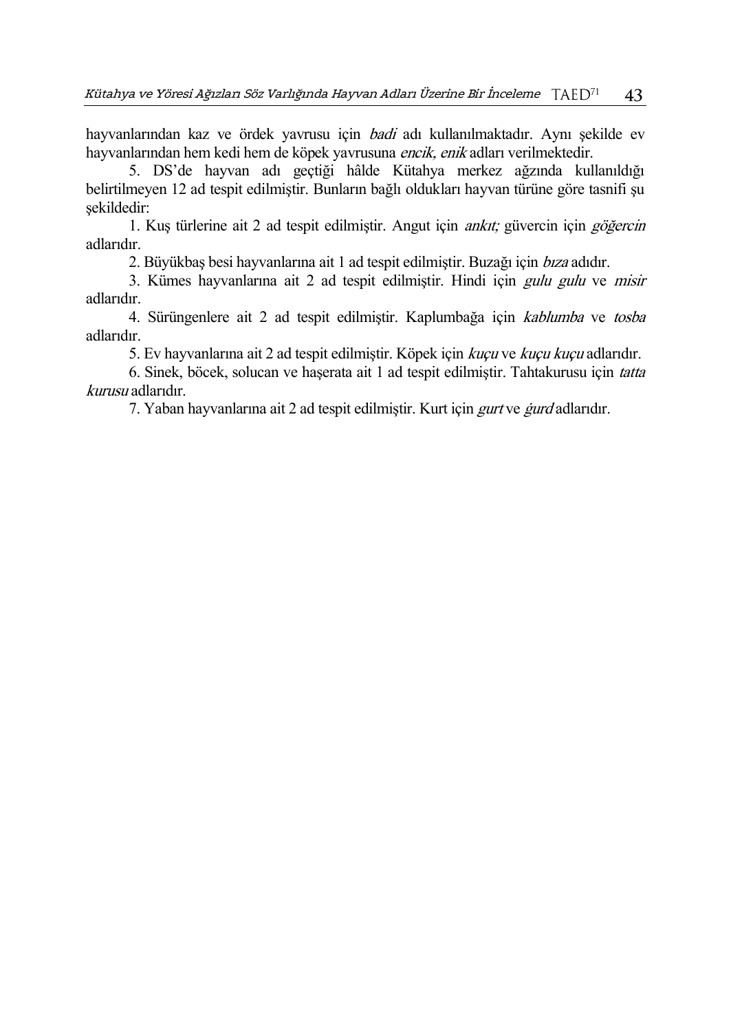hayvanlarından kaz ve ördek yavrusu için *badi* adı kullanılmaktadır. Aynı şekilde ev hayvanlarından hem kedi hem de köpek yavrusuna *encik, enik* adları verilmektedir.

5. DS'de hayvan adı geçtiği hâlde Kütahya merkez ağzında kullanıldığı belirtilmeyen 12 ad tespit edilmiştir. Bunların bağlı oldukları hayvan türüne göre tasnifi şu şekildedir:

1. Kuş türlerine ait 2 ad tespit edilmiştir. Angut için *ankıt;* güvercin için *göğercin* adlarıdır.

2. Büyükbaş besi hayvanlarına ait 1 ad tespit edilmiştir. Buzağı için *bıza* adıdır.

3. Kümes hayvanlarına ait 2 ad tespit edilmiştir. Hindi için *gulu gulu* ve *misir* adlarıdır.

4. Sürüngenlere ait 2 ad tespit edilmiştir. Kaplumbağa için *kablumba* ve *tosba* adlarıdır.

5. Ev hayvanlarına ait 2 ad tespit edilmiştir. Köpek için *kuçu* ve *kuçu kuçu* adlarıdır.

6. Sinek, böcek, solucan ve haşerata ait 1 ad tespit edilmiştir. Tahtakurusu için *tatta kurusu* adlarıdır.

7. Yaban hayvanlarına ait 2 ad tespit edilmiştir. Kurt için *gurt* ve *ġurd* adlarıdır.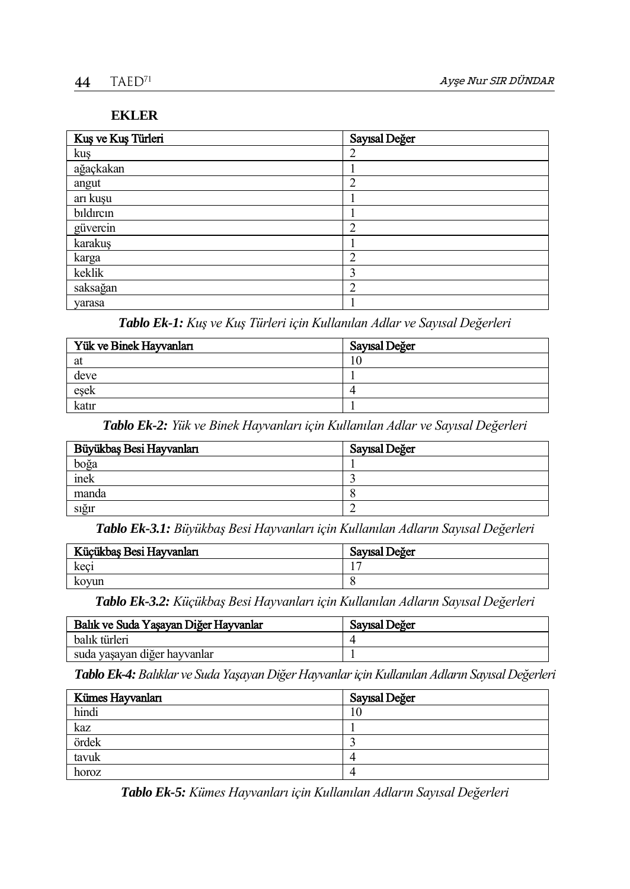## EKLER

| Kuş ve Kuş Türleri | Sayısal Değer |
|---|---|
| kuş | 2 |
| ağaçkakan | 1 |
| angut | 2 |
| arı kuşu | 1 |
| bıldırcın | 1 |
| güvercin | 2 |
| karakuş | 1 |
| karga | 2 |
| keklik | 3 |
| saksağan | 2 |
| yarasa | 1 |

***Tablo Ek-1:*** *Kuş ve Kuş Türleri için Kullanılan Adlar ve Sayısal Değerleri*

| Yük ve Binek Hayvanları | Sayısal Değer |
|---|---|
| at | 10 |
| deve | 1 |
| eşek | 4 |
| katır | 1 |

***Tablo Ek-2:*** *Yük ve Binek Hayvanları için Kullanılan Adlar ve Sayısal Değerleri*

| Büyükbaş Besi Hayvanları | Sayısal Değer |
|---|---|
| boğa | 1 |
| inek | 3 |
| manda | 8 |
| sığır | 2 |

***Tablo Ek-3.1:*** *Büyükbaş Besi Hayvanları için Kullanılan Adların Sayısal Değerleri*

| Küçükbaş Besi Hayvanları | Sayısal Değer |
|---|---|
| keçi | 17 |
| koyun | 8 |

***Tablo Ek-3.2:*** *Küçükbaş Besi Hayvanları için Kullanılan Adların Sayısal Değerleri*

| Balık ve Suda Yaşayan Diğer Hayvanlar | Sayısal Değer |
|---|---|
| balık türleri | 4 |
| suda yaşayan diğer hayvanlar | 1 |

***Tablo Ek-4:*** *Balıklar ve Suda Yaşayan Diğer Hayvanlar için Kullanılan Adların Sayısal Değerleri*

| Kümes Hayvanları | Sayısal Değer |
|---|---|
| hindi | 10 |
| kaz | 1 |
| ördek | 3 |
| tavuk | 4 |
| horoz | 4 |

***Tablo Ek-5:*** *Kümes Hayvanları için Kullanılan Adların Sayısal Değerleri*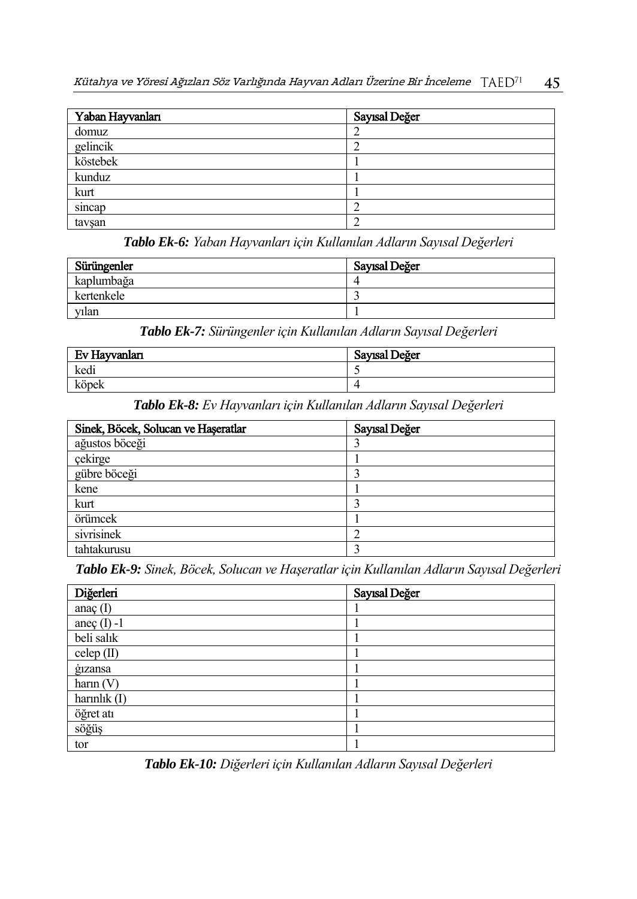| Yaban Hayvanları | Sayısal Değer |
|---|---|
| domuz | 2 |
| gelincik | 2 |
| köstebek | 1 |
| kunduz | 1 |
| kurt | 1 |
| sincap | 2 |
| tavşan | 2 |

***Tablo Ek-6:*** *Yaban Hayvanları için Kullanılan Adların Sayısal Değerleri*

| Sürüngenler | Sayısal Değer |
|---|---|
| kaplumbağa | 4 |
| kertenkele | 3 |
| yılan | 1 |

***Tablo Ek-7:*** *Sürüngenler için Kullanılan Adların Sayısal Değerleri*

| Ev Hayvanları | Sayısal Değer |
|---|---|
| kedi | 5 |
| köpek | 4 |

***Tablo Ek-8:*** *Ev Hayvanları için Kullanılan Adların Sayısal Değerleri*

| Sinek, Böcek, Solucan ve Haşeratlar | Sayısal Değer |
|---|---|
| ağustos böceği | 3 |
| çekirge | 1 |
| gübre böceği | 3 |
| kene | 1 |
| kurt | 3 |
| örümcek | 1 |
| sivrisinek | 2 |
| tahtakurusu | 3 |

***Tablo Ek-9:*** *Sinek, Böcek, Solucan ve Haşeratlar için Kullanılan Adların Sayısal Değerleri*

| Diğerleri | Sayısal Değer |
|---|---|
| anaç (I) | 1 |
| aneç (I) -1 | 1 |
| beli salık | 1 |
| celep (II) | 1 |
| ġızansa | 1 |
| harın (V) | 1 |
| harınlık (I) | 1 |
| öğret atı | 1 |
| söğüş | 1 |
| tor | 1 |

***Tablo Ek-10:*** *Diğerleri için Kullanılan Adların Sayısal Değerleri*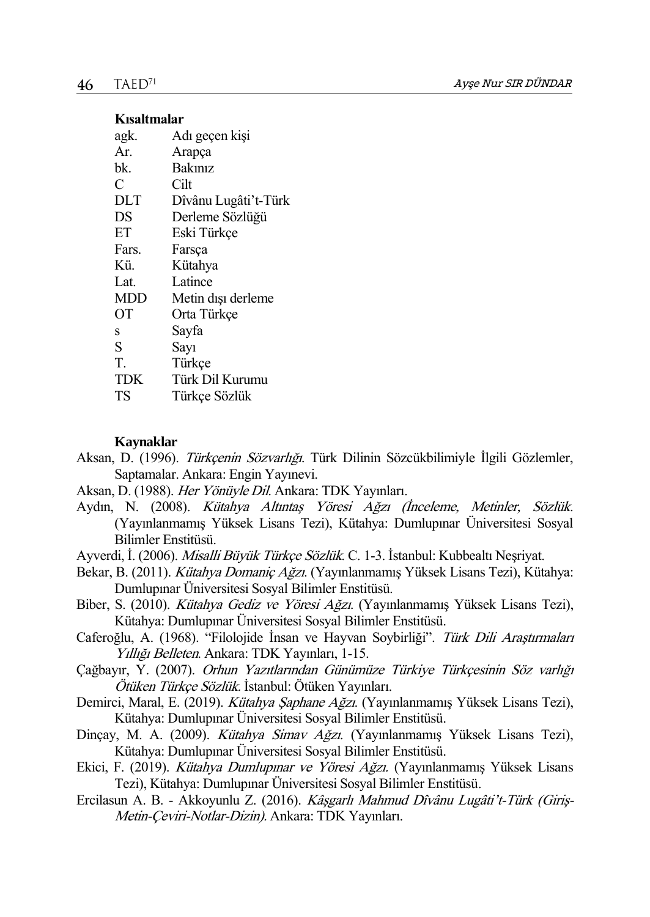**Kısaltmalar**

| | |
|---|---|
| agk. | Adı geçen kişi |
| Ar. | Arapça |
| bk. | Bakınız |
| C | Cilt |
| DLT | Dîvânu Lugâti't-Türk |
| DS | Derleme Sözlüğü |
| ET | Eski Türkçe |
| Fars. | Farsça |
| Kü. | Kütahya |
| Lat. | Latince |
| MDD | Metin dışı derleme |
| OT | Orta Türkçe |
| s | Sayfa |
| S | Sayı |
| T. | Türkçe |
| TDK | Türk Dil Kurumu |
| TS | Türkçe Sözlük |

**Kaynaklar**

Aksan, D. (1996). *Türkçenin Sözvarlığı*. Türk Dilinin Sözcükbilimiyle İlgili Gözlemler, Saptamalar. Ankara: Engin Yayınevi.

Aksan, D. (1988). *Her Yönüyle Dil*. Ankara: TDK Yayınları.

Aydın, N. (2008). *Kütahya Altıntaş Yöresi Ağzı (İnceleme, Metinler, Sözlük*. (Yayınlanmamış Yüksek Lisans Tezi), Kütahya: Dumlupınar Üniversitesi Sosyal Bilimler Enstitüsü.

Ayverdi, İ. (2006). *Misalli Büyük Türkçe Sözlük*. C. 1-3. İstanbul: Kubbealtı Neşriyat.

Bekar, B. (2011). *Kütahya Domaniç Ağzı*. (Yayınlanmamış Yüksek Lisans Tezi), Kütahya: Dumlupınar Üniversitesi Sosyal Bilimler Enstitüsü.

Biber, S. (2010). *Kütahya Gediz ve Yöresi Ağzı*. (Yayınlanmamış Yüksek Lisans Tezi), Kütahya: Dumlupınar Üniversitesi Sosyal Bilimler Enstitüsü.

Caferoğlu, A. (1968). "Filolojide İnsan ve Hayvan Soybirliği". *Türk Dili Araştırmaları Yıllığı Belleten*. Ankara: TDK Yayınları, 1-15.

Çağbayır, Y. (2007). *Orhun Yazıtlarından Günümüze Türkiye Türkçesinin Söz varlığı Ötüken Türkçe Sözlük*. İstanbul: Ötüken Yayınları.

Demirci, Maral, E. (2019). *Kütahya Şaphane Ağzı*. (Yayınlanmamış Yüksek Lisans Tezi), Kütahya: Dumlupınar Üniversitesi Sosyal Bilimler Enstitüsü.

Dinçay, M. A. (2009). *Kütahya Simav Ağzı*. (Yayınlanmamış Yüksek Lisans Tezi), Kütahya: Dumlupınar Üniversitesi Sosyal Bilimler Enstitüsü.

Ekici, F. (2019). *Kütahya Dumlupınar ve Yöresi Ağzı*. (Yayınlanmamış Yüksek Lisans Tezi), Kütahya: Dumlupınar Üniversitesi Sosyal Bilimler Enstitüsü.

Ercilasun A. B. - Akkoyunlu Z. (2016). *Kâşgarlı Mahmud Dîvânu Lugâti't-Türk (Giriş-Metin-Çeviri-Notlar-Dizin)*. Ankara: TDK Yayınları.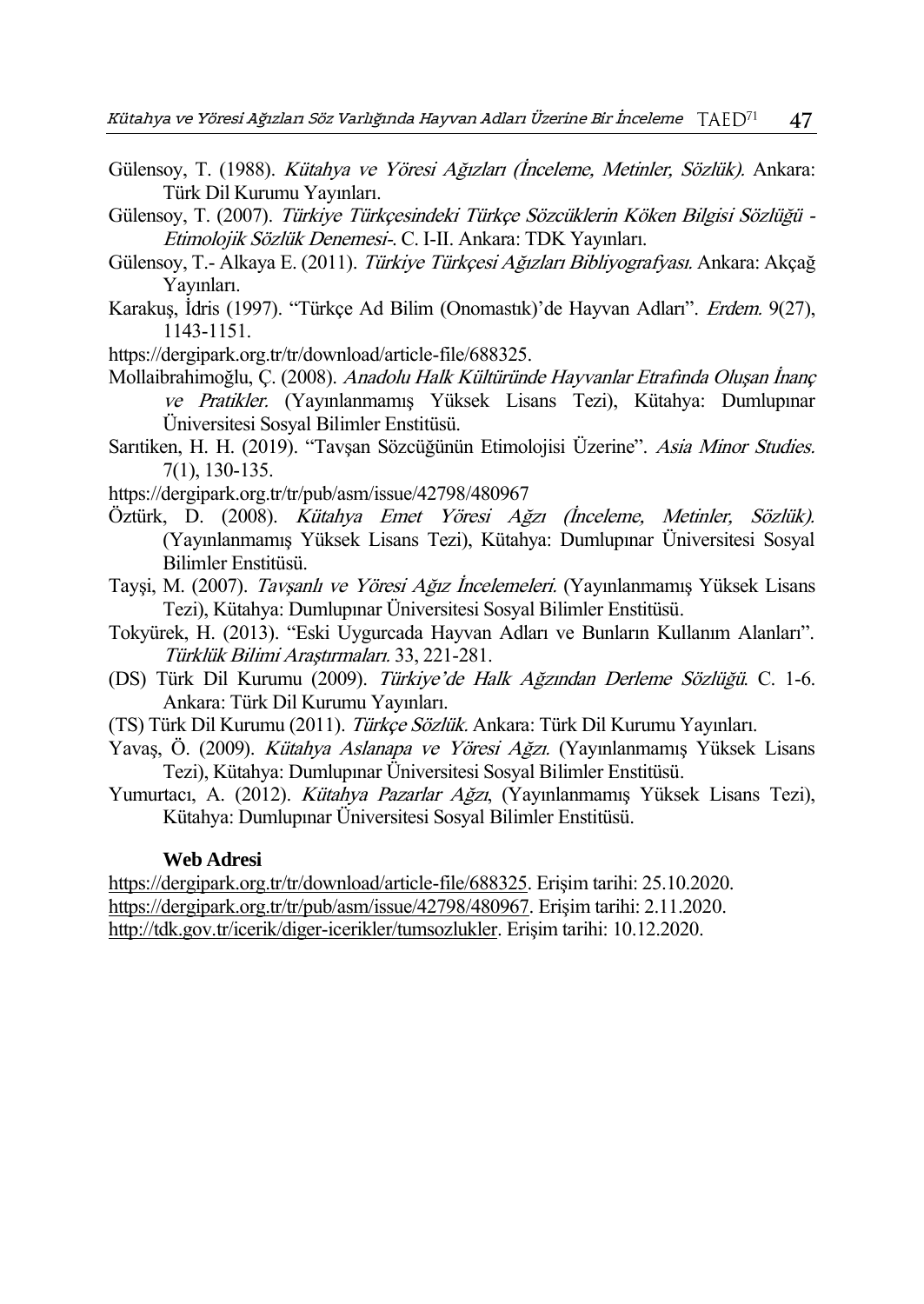Gülensoy, T. (1988). *Kütahya ve Yöresi Ağızları (İnceleme, Metinler, Sözlük).* Ankara: Türk Dil Kurumu Yayınları.

Gülensoy, T. (2007). *Türkiye Türkçesindeki Türkçe Sözcüklerin Köken Bilgisi Sözlüğü - Etimolojik Sözlük Denemesi-.* C. I-II. Ankara: TDK Yayınları.

Gülensoy, T.- Alkaya E. (2011). *Türkiye Türkçesi Ağızları Bibliyografyası.* Ankara: Akçağ Yayınları.

Karakuş, İdris (1997). "Türkçe Ad Bilim (Onomastık)'de Hayvan Adları". *Erdem.* 9(27), 1143-1151.

https://dergipark.org.tr/tr/download/article-file/688325.

Mollaibrahimoğlu, Ç. (2008). *Anadolu Halk Kültüründe Hayvanlar Etrafında Oluşan İnanç ve Pratikler.* (Yayınlanmamış Yüksek Lisans Tezi), Kütahya: Dumlupınar Üniversitesi Sosyal Bilimler Enstitüsü.

Sarıtiken, H. H. (2019). "Tavşan Sözcüğünün Etimolojisi Üzerine". *Asia Minor Studies.* 7(1), 130-135.

https://dergipark.org.tr/tr/pub/asm/issue/42798/480967

Öztürk, D. (2008). *Kütahya Emet Yöresi Ağzı (İnceleme, Metinler, Sözlük).* (Yayınlanmamış Yüksek Lisans Tezi), Kütahya: Dumlupınar Üniversitesi Sosyal Bilimler Enstitüsü.

Tayşi, M. (2007). *Tavşanlı ve Yöresi Ağız İncelemeleri.* (Yayınlanmamış Yüksek Lisans Tezi), Kütahya: Dumlupınar Üniversitesi Sosyal Bilimler Enstitüsü.

Tokyürek, H. (2013). "Eski Uygurcada Hayvan Adları ve Bunların Kullanım Alanları". *Türklük Bilimi Araştırmaları.* 33, 221-281.

(DS) Türk Dil Kurumu (2009). *Türkiye'de Halk Ağzından Derleme Sözlüğü.* C. 1-6. Ankara: Türk Dil Kurumu Yayınları.

(TS) Türk Dil Kurumu (2011). *Türkçe Sözlük.* Ankara: Türk Dil Kurumu Yayınları.

Yavaş, Ö. (2009). *Kütahya Aslanapa ve Yöresi Ağzı.* (Yayınlanmamış Yüksek Lisans Tezi), Kütahya: Dumlupınar Üniversitesi Sosyal Bilimler Enstitüsü.

Yumurtacı, A. (2012). *Kütahya Pazarlar Ağzı*, (Yayınlanmamış Yüksek Lisans Tezi), Kütahya: Dumlupınar Üniversitesi Sosyal Bilimler Enstitüsü.

**Web Adresi**

https://dergipark.org.tr/tr/download/article-file/688325. Erişim tarihi: 25.10.2020.

https://dergipark.org.tr/tr/pub/asm/issue/42798/480967. Erişim tarihi: 2.11.2020.

http://tdk.gov.tr/icerik/diger-icerikler/tumsozlukler. Erişim tarihi: 10.12.2020.